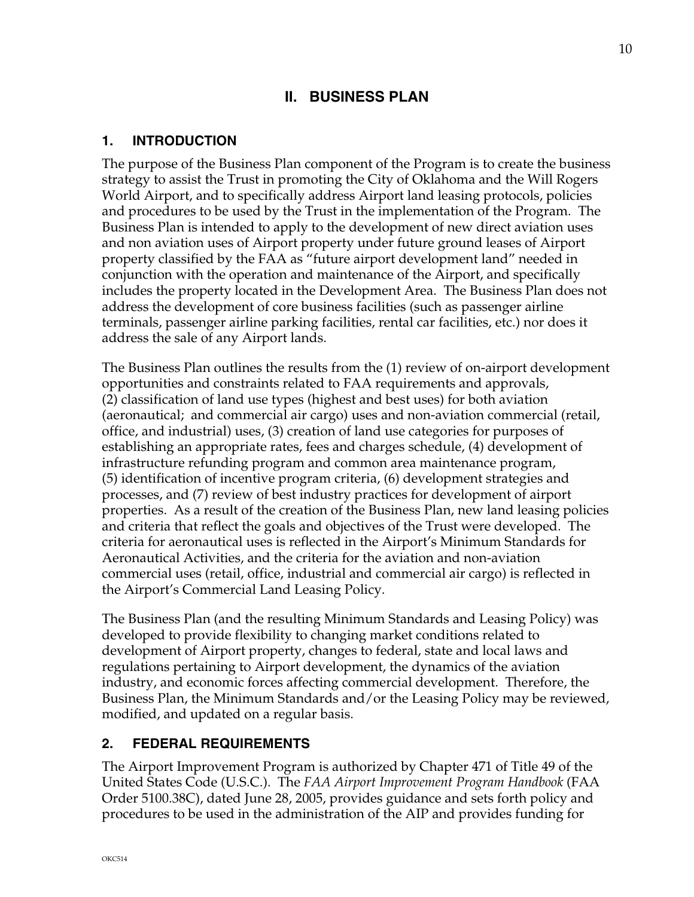# II. BUSINESS PLAN

## 1. INTRODUCTION

The purpose of the Business Plan component of the Program is to create the business strategy to assist the Trust in promoting the City of Oklahoma and the Will Rogers World Airport, and to specifically address Airport land leasing protocols, policies and procedures to be used by the Trust in the implementation of the Program. The Business Plan is intended to apply to the development of new direct aviation uses and non aviation uses of Airport property under future ground leases of Airport property classified by the FAA as "future airport development land" needed in conjunction with the operation and maintenance of the Airport, and specifically includes the property located in the Development Area. The Business Plan does not address the development of core business facilities (such as passenger airline terminals, passenger airline parking facilities, rental car facilities, etc.) nor does it address the sale of any Airport lands.

The Business Plan outlines the results from the (1) review of on-airport development opportunities and constraints related to FAA requirements and approvals, (2) classification of land use types (highest and best uses) for both aviation (aeronautical; and commercial air cargo) uses and non-aviation commercial (retail, office, and industrial) uses, (3) creation of land use categories for purposes of establishing an appropriate rates, fees and charges schedule, (4) development of infrastructure refunding program and common area maintenance program, (5) identification of incentive program criteria, (6) development strategies and processes, and (7) review of best industry practices for development of airport properties. As a result of the creation of the Business Plan, new land leasing policies and criteria that reflect the goals and objectives of the Trust were developed. The criteria for aeronautical uses is reflected in the Airport's Minimum Standards for Aeronautical Activities, and the criteria for the aviation and non-aviation commercial uses (retail, office, industrial and commercial air cargo) is reflected in the Airport's Commercial Land Leasing Policy.

The Business Plan (and the resulting Minimum Standards and Leasing Policy) was developed to provide flexibility to changing market conditions related to development of Airport property, changes to federal, state and local laws and regulations pertaining to Airport development, the dynamics of the aviation industry, and economic forces affecting commercial development. Therefore, the Business Plan, the Minimum Standards and/or the Leasing Policy may be reviewed, modified, and updated on a regular basis.

## 2. FEDERAL REQUIREMENTS

The Airport Improvement Program is authorized by Chapter 471 of Title 49 of the United States Code (U.S.C.). The *FAA Airport Improvement Program Handbook* (FAA Order 5100.38C), dated June 28, 2005, provides guidance and sets forth policy and procedures to be used in the administration of the AIP and provides funding for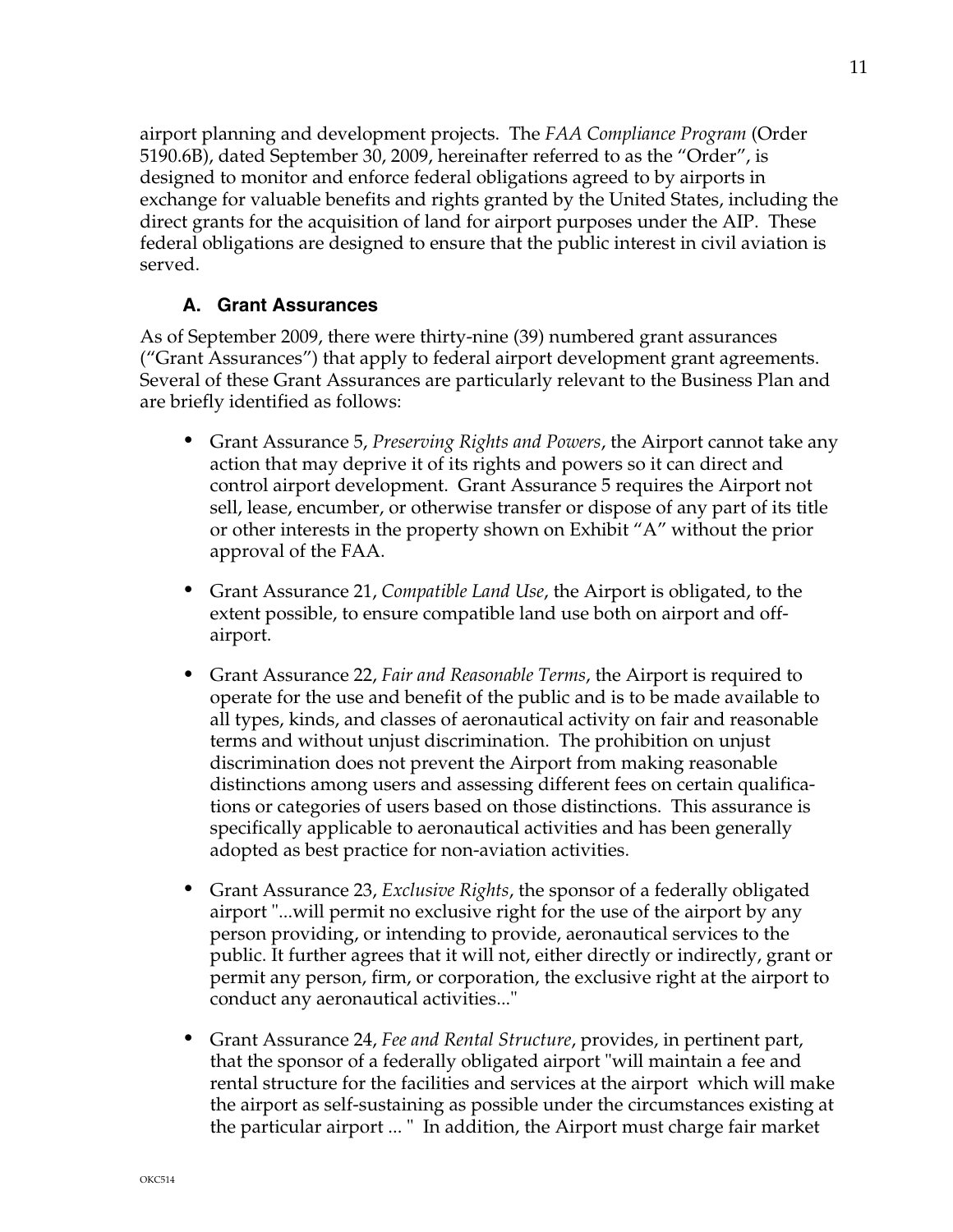airport planning and development projects. The *FAA Compliance Program* (Order 5190.6B), dated September 30, 2009, hereinafter referred to as the "Order", is designed to monitor and enforce federal obligations agreed to by airports in exchange for valuable benefits and rights granted by the United States, including the direct grants for the acquisition of land for airport purposes under the AIP. These federal obligations are designed to ensure that the public interest in civil aviation is served.

### A. Grant Assurances

As of September 2009, there were thirty-nine (39) numbered grant assurances ("Grant Assurances") that apply to federal airport development grant agreements. Several of these Grant Assurances are particularly relevant to the Business Plan and are briefly identified as follows:

- Grant Assurance 5, *Preserving Rights and Powers*, the Airport cannot take any action that may deprive it of its rights and powers so it can direct and control airport development. Grant Assurance 5 requires the Airport not sell, lease, encumber, or otherwise transfer or dispose of any part of its title or other interests in the property shown on Exhibit "A" without the prior approval of the FAA.

- Grant Assurance 21, *Compatible Land Use*, the Airport is obligated, to the extent possible, to ensure compatible land use both on airport and off-airport.

- Grant Assurance 22, *Fair and Reasonable Terms*, the Airport is required to operate for the use and benefit of the public and is to be made available to all types, kinds, and classes of aeronautical activity on fair and reasonable terms and without unjust discrimination. The prohibition on unjust discrimination does not prevent the Airport from making reasonable distinctions among users and assessing different fees on certain qualifications or categories of users based on those distinctions. This assurance is specifically applicable to aeronautical activities and has been generally adopted as best practice for non-aviation activities.

- Grant Assurance 23, *Exclusive Rights*, the sponsor of a federally obligated airport "...will permit no exclusive right for the use of the airport by any person providing, or intending to provide, aeronautical services to the public. It further agrees that it will not, either directly or indirectly, grant or permit any person, firm, or corporation, the exclusive right at the airport to conduct any aeronautical activities..."

- Grant Assurance 24, *Fee and Rental Structure*, provides, in pertinent part, that the sponsor of a federally obligated airport "will maintain a fee and rental structure for the facilities and services at the airport which will make the airport as self-sustaining as possible under the circumstances existing at the particular airport ... " In addition, the Airport must charge fair market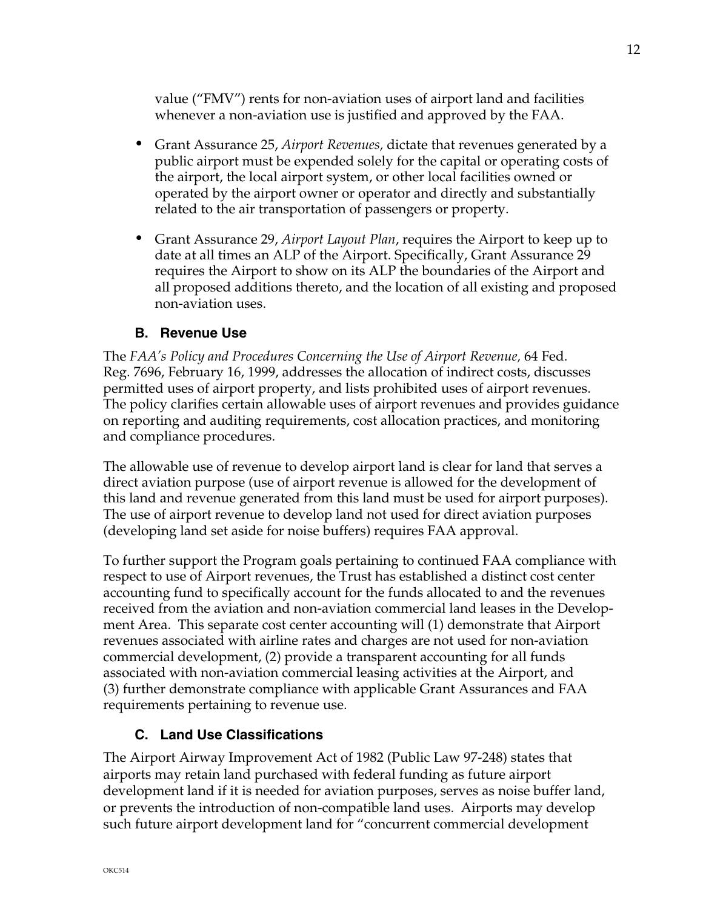value ("FMV") rents for non-aviation uses of airport land and facilities whenever a non-aviation use is justified and approved by the FAA.

- Grant Assurance 25, *Airport Revenues,* dictate that revenues generated by a public airport must be expended solely for the capital or operating costs of the airport, the local airport system, or other local facilities owned or operated by the airport owner or operator and directly and substantially related to the air transportation of passengers or property.
- Grant Assurance 29, *Airport Layout Plan*, requires the Airport to keep up to date at all times an ALP of the Airport. Specifically, Grant Assurance 29 requires the Airport to show on its ALP the boundaries of the Airport and all proposed additions thereto, and the location of all existing and proposed non-aviation uses.

### B. Revenue Use

The *FAA's Policy and Procedures Concerning the Use of Airport Revenue,* 64 Fed. Reg. 7696, February 16, 1999, addresses the allocation of indirect costs, discusses permitted uses of airport property, and lists prohibited uses of airport revenues. The policy clarifies certain allowable uses of airport revenues and provides guidance on reporting and auditing requirements, cost allocation practices, and monitoring and compliance procedures.

The allowable use of revenue to develop airport land is clear for land that serves a direct aviation purpose (use of airport revenue is allowed for the development of this land and revenue generated from this land must be used for airport purposes). The use of airport revenue to develop land not used for direct aviation purposes (developing land set aside for noise buffers) requires FAA approval.

To further support the Program goals pertaining to continued FAA compliance with respect to use of Airport revenues, the Trust has established a distinct cost center accounting fund to specifically account for the funds allocated to and the revenues received from the aviation and non-aviation commercial land leases in the Development Area. This separate cost center accounting will (1) demonstrate that Airport revenues associated with airline rates and charges are not used for non-aviation commercial development, (2) provide a transparent accounting for all funds associated with non-aviation commercial leasing activities at the Airport, and (3) further demonstrate compliance with applicable Grant Assurances and FAA requirements pertaining to revenue use.

### C. Land Use Classifications

The Airport Airway Improvement Act of 1982 (Public Law 97-248) states that airports may retain land purchased with federal funding as future airport development land if it is needed for aviation purposes, serves as noise buffer land, or prevents the introduction of non-compatible land uses. Airports may develop such future airport development land for "concurrent commercial development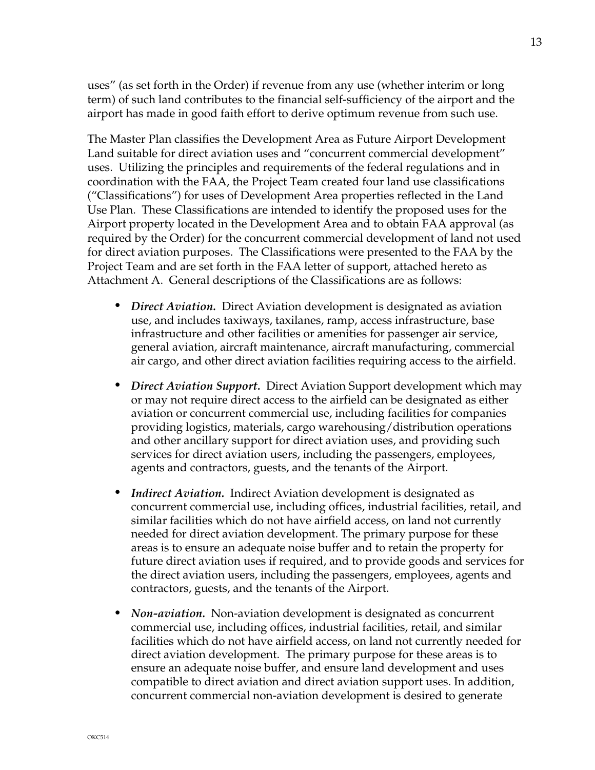uses" (as set forth in the Order) if revenue from any use (whether interim or long term) of such land contributes to the financial self-sufficiency of the airport and the airport has made in good faith effort to derive optimum revenue from such use.

The Master Plan classifies the Development Area as Future Airport Development Land suitable for direct aviation uses and "concurrent commercial development" uses. Utilizing the principles and requirements of the federal regulations and in coordination with the FAA, the Project Team created four land use classifications ("Classifications") for uses of Development Area properties reflected in the Land Use Plan. These Classifications are intended to identify the proposed uses for the Airport property located in the Development Area and to obtain FAA approval (as required by the Order) for the concurrent commercial development of land not used for direct aviation purposes. The Classifications were presented to the FAA by the Project Team and are set forth in the FAA letter of support, attached hereto as Attachment A. General descriptions of the Classifications are as follows:

- ***Direct Aviation.*** Direct Aviation development is designated as aviation use, and includes taxiways, taxilanes, ramp, access infrastructure, base infrastructure and other facilities or amenities for passenger air service, general aviation, aircraft maintenance, aircraft manufacturing, commercial air cargo, and other direct aviation facilities requiring access to the airfield.

- ***Direct Aviation Support.*** Direct Aviation Support development which may or may not require direct access to the airfield can be designated as either aviation or concurrent commercial use, including facilities for companies providing logistics, materials, cargo warehousing/distribution operations and other ancillary support for direct aviation uses, and providing such services for direct aviation users, including the passengers, employees, agents and contractors, guests, and the tenants of the Airport.

- ***Indirect Aviation.*** Indirect Aviation development is designated as concurrent commercial use, including offices, industrial facilities, retail, and similar facilities which do not have airfield access, on land not currently needed for direct aviation development. The primary purpose for these areas is to ensure an adequate noise buffer and to retain the property for future direct aviation uses if required, and to provide goods and services for the direct aviation users, including the passengers, employees, agents and contractors, guests, and the tenants of the Airport.

- ***Non-aviation.*** Non-aviation development is designated as concurrent commercial use, including offices, industrial facilities, retail, and similar facilities which do not have airfield access, on land not currently needed for direct aviation development. The primary purpose for these areas is to ensure an adequate noise buffer, and ensure land development and uses compatible to direct aviation and direct aviation support uses. In addition, concurrent commercial non-aviation development is desired to generate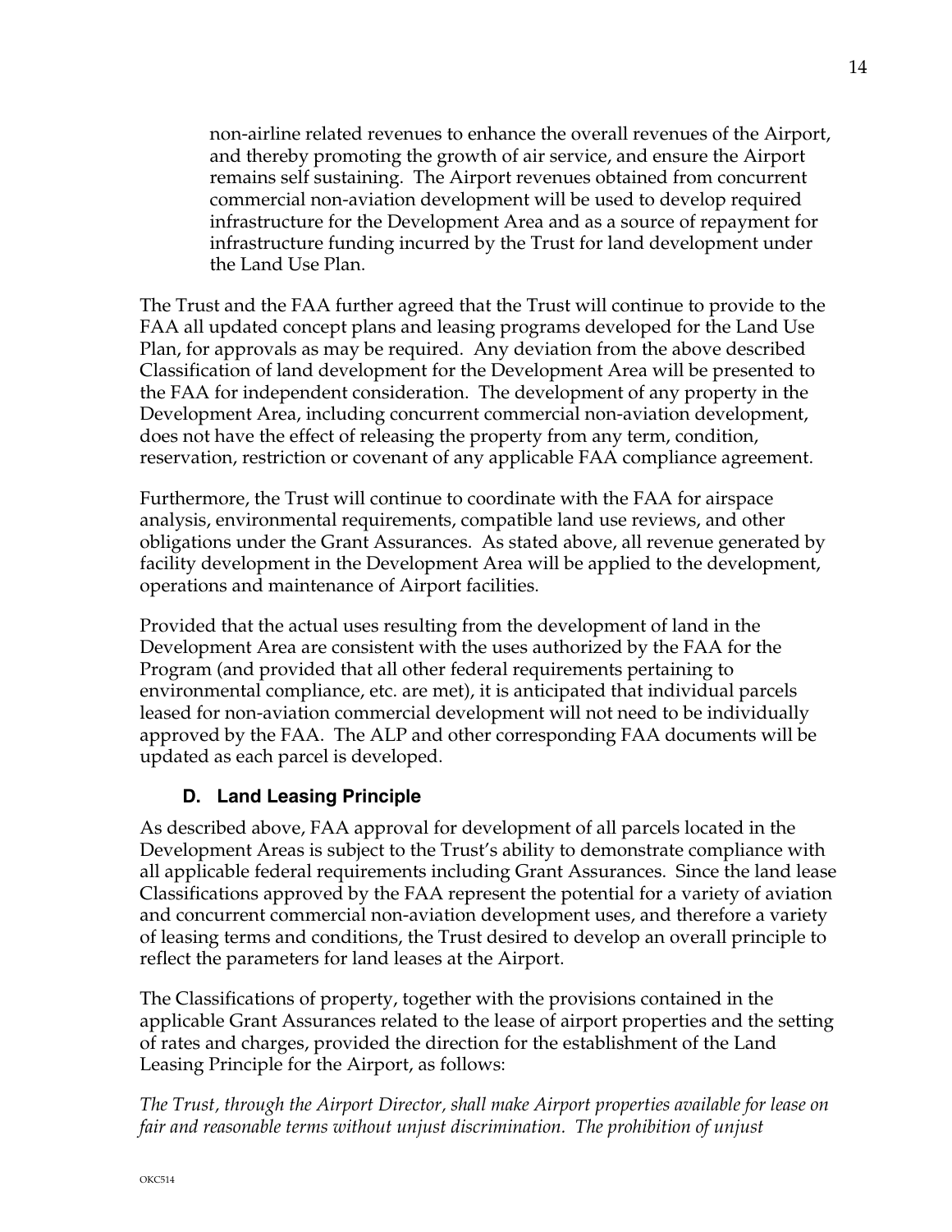non-airline related revenues to enhance the overall revenues of the Airport, and thereby promoting the growth of air service, and ensure the Airport remains self sustaining. The Airport revenues obtained from concurrent commercial non-aviation development will be used to develop required infrastructure for the Development Area and as a source of repayment for infrastructure funding incurred by the Trust for land development under the Land Use Plan.

The Trust and the FAA further agreed that the Trust will continue to provide to the FAA all updated concept plans and leasing programs developed for the Land Use Plan, for approvals as may be required. Any deviation from the above described Classification of land development for the Development Area will be presented to the FAA for independent consideration. The development of any property in the Development Area, including concurrent commercial non-aviation development, does not have the effect of releasing the property from any term, condition, reservation, restriction or covenant of any applicable FAA compliance agreement.

Furthermore, the Trust will continue to coordinate with the FAA for airspace analysis, environmental requirements, compatible land use reviews, and other obligations under the Grant Assurances. As stated above, all revenue generated by facility development in the Development Area will be applied to the development, operations and maintenance of Airport facilities.

Provided that the actual uses resulting from the development of land in the Development Area are consistent with the uses authorized by the FAA for the Program (and provided that all other federal requirements pertaining to environmental compliance, etc. are met), it is anticipated that individual parcels leased for non-aviation commercial development will not need to be individually approved by the FAA. The ALP and other corresponding FAA documents will be updated as each parcel is developed.

### D. Land Leasing Principle

As described above, FAA approval for development of all parcels located in the Development Areas is subject to the Trust's ability to demonstrate compliance with all applicable federal requirements including Grant Assurances. Since the land lease Classifications approved by the FAA represent the potential for a variety of aviation and concurrent commercial non-aviation development uses, and therefore a variety of leasing terms and conditions, the Trust desired to develop an overall principle to reflect the parameters for land leases at the Airport.

The Classifications of property, together with the provisions contained in the applicable Grant Assurances related to the lease of airport properties and the setting of rates and charges, provided the direction for the establishment of the Land Leasing Principle for the Airport, as follows:

*The Trust, through the Airport Director, shall make Airport properties available for lease on fair and reasonable terms without unjust discrimination. The prohibition of unjust*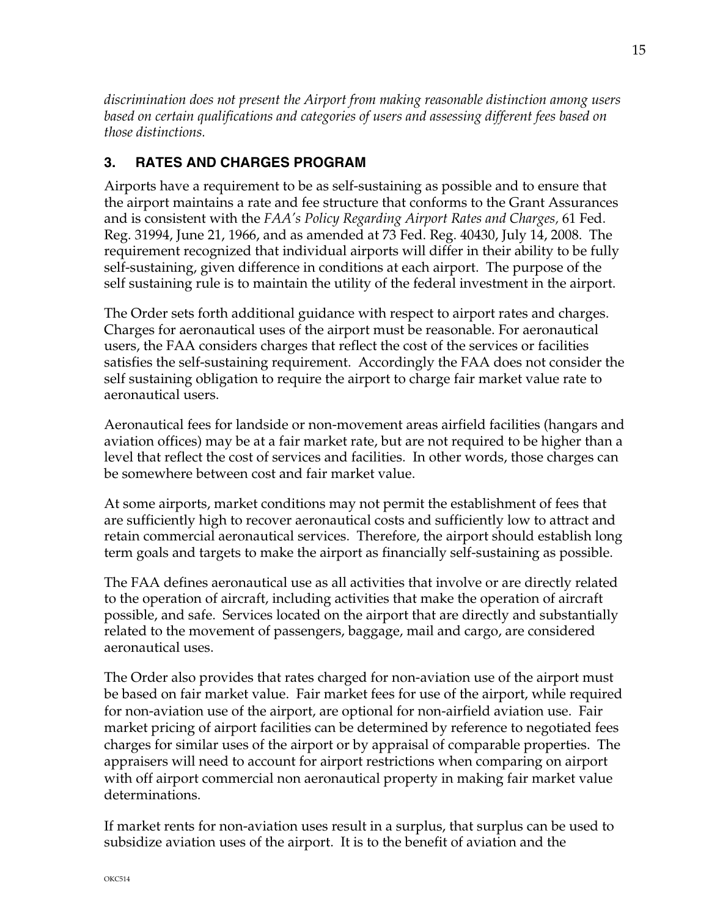*discrimination does not present the Airport from making reasonable distinction among users based on certain qualifications and categories of users and assessing different fees based on those distinctions.*

## 3. RATES AND CHARGES PROGRAM

Airports have a requirement to be as self-sustaining as possible and to ensure that the airport maintains a rate and fee structure that conforms to the Grant Assurances and is consistent with the *FAA's Policy Regarding Airport Rates and Charges,* 61 Fed. Reg. 31994, June 21, 1966, and as amended at 73 Fed. Reg. 40430, July 14, 2008. The requirement recognized that individual airports will differ in their ability to be fully self-sustaining, given difference in conditions at each airport. The purpose of the self sustaining rule is to maintain the utility of the federal investment in the airport.

The Order sets forth additional guidance with respect to airport rates and charges. Charges for aeronautical uses of the airport must be reasonable. For aeronautical users, the FAA considers charges that reflect the cost of the services or facilities satisfies the self-sustaining requirement. Accordingly the FAA does not consider the self sustaining obligation to require the airport to charge fair market value rate to aeronautical users.

Aeronautical fees for landside or non-movement areas airfield facilities (hangars and aviation offices) may be at a fair market rate, but are not required to be higher than a level that reflect the cost of services and facilities. In other words, those charges can be somewhere between cost and fair market value.

At some airports, market conditions may not permit the establishment of fees that are sufficiently high to recover aeronautical costs and sufficiently low to attract and retain commercial aeronautical services. Therefore, the airport should establish long term goals and targets to make the airport as financially self-sustaining as possible.

The FAA defines aeronautical use as all activities that involve or are directly related to the operation of aircraft, including activities that make the operation of aircraft possible, and safe. Services located on the airport that are directly and substantially related to the movement of passengers, baggage, mail and cargo, are considered aeronautical uses.

The Order also provides that rates charged for non-aviation use of the airport must be based on fair market value. Fair market fees for use of the airport, while required for non-aviation use of the airport, are optional for non-airfield aviation use. Fair market pricing of airport facilities can be determined by reference to negotiated fees charges for similar uses of the airport or by appraisal of comparable properties. The appraisers will need to account for airport restrictions when comparing on airport with off airport commercial non aeronautical property in making fair market value determinations.

If market rents for non-aviation uses result in a surplus, that surplus can be used to subsidize aviation uses of the airport. It is to the benefit of aviation and the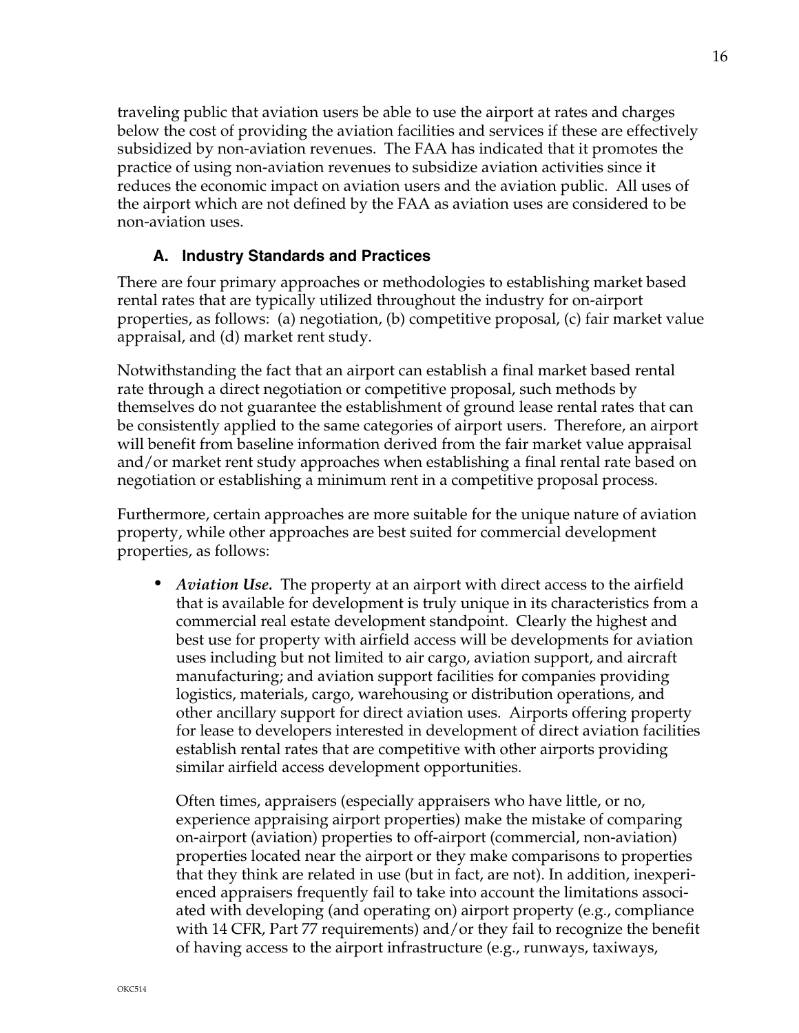traveling public that aviation users be able to use the airport at rates and charges below the cost of providing the aviation facilities and services if these are effectively subsidized by non-aviation revenues. The FAA has indicated that it promotes the practice of using non-aviation revenues to subsidize aviation activities since it reduces the economic impact on aviation users and the aviation public. All uses of the airport which are not defined by the FAA as aviation uses are considered to be non-aviation uses.

### A. Industry Standards and Practices

There are four primary approaches or methodologies to establishing market based rental rates that are typically utilized throughout the industry for on-airport properties, as follows: (a) negotiation, (b) competitive proposal, (c) fair market value appraisal, and (d) market rent study.

Notwithstanding the fact that an airport can establish a final market based rental rate through a direct negotiation or competitive proposal, such methods by themselves do not guarantee the establishment of ground lease rental rates that can be consistently applied to the same categories of airport users. Therefore, an airport will benefit from baseline information derived from the fair market value appraisal and/or market rent study approaches when establishing a final rental rate based on negotiation or establishing a minimum rent in a competitive proposal process.

Furthermore, certain approaches are more suitable for the unique nature of aviation property, while other approaches are best suited for commercial development properties, as follows:

- ***Aviation Use.*** The property at an airport with direct access to the airfield that is available for development is truly unique in its characteristics from a commercial real estate development standpoint. Clearly the highest and best use for property with airfield access will be developments for aviation uses including but not limited to air cargo, aviation support, and aircraft manufacturing; and aviation support facilities for companies providing logistics, materials, cargo, warehousing or distribution operations, and other ancillary support for direct aviation uses. Airports offering property for lease to developers interested in development of direct aviation facilities establish rental rates that are competitive with other airports providing similar airfield access development opportunities.

  Often times, appraisers (especially appraisers who have little, or no, experience appraising airport properties) make the mistake of comparing on-airport (aviation) properties to off-airport (commercial, non-aviation) properties located near the airport or they make comparisons to properties that they think are related in use (but in fact, are not). In addition, inexperienced appraisers frequently fail to take into account the limitations associated with developing (and operating on) airport property (e.g., compliance with 14 CFR, Part 77 requirements) and/or they fail to recognize the benefit of having access to the airport infrastructure (e.g., runways, taxiways,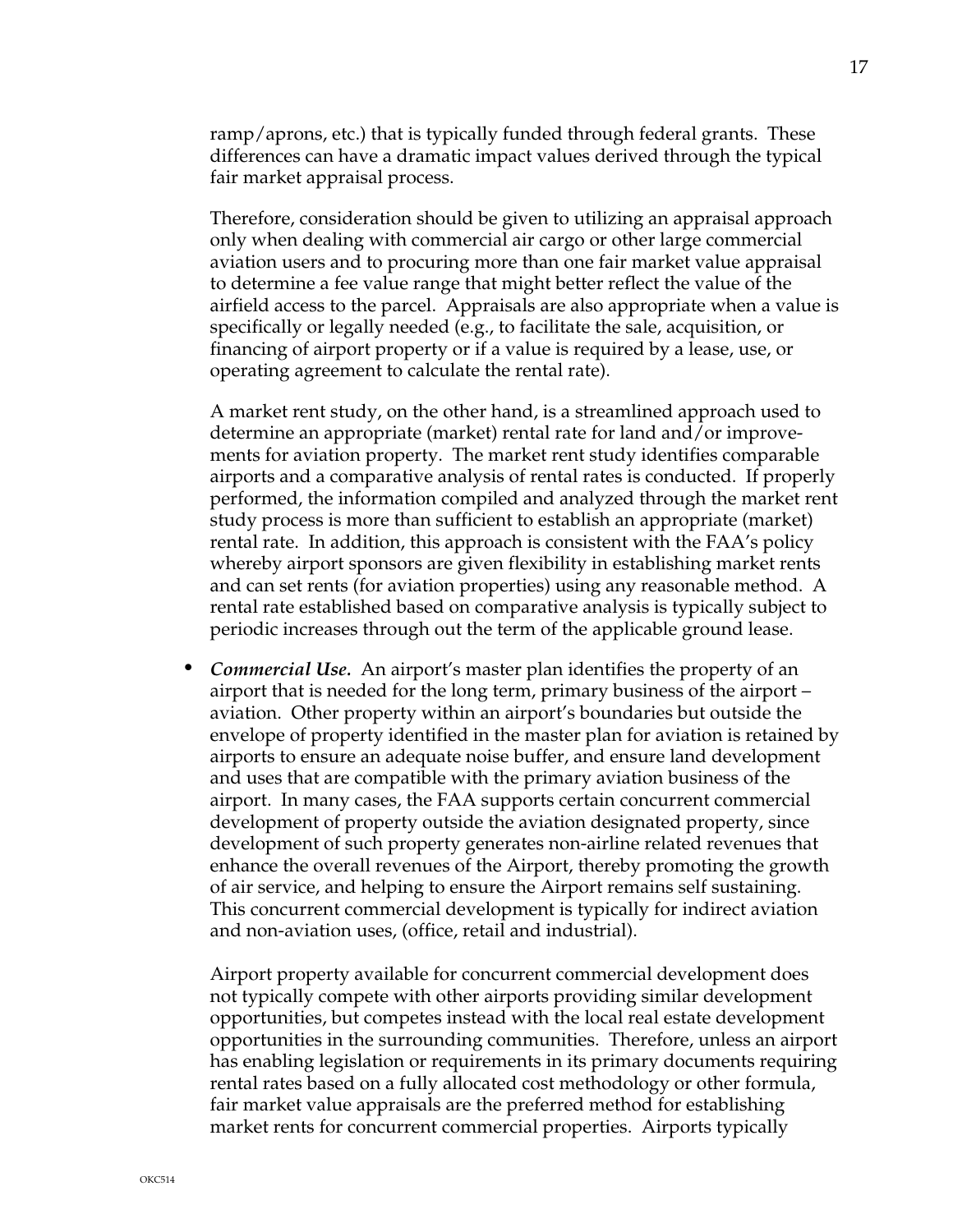ramp/aprons, etc.) that is typically funded through federal grants. These differences can have a dramatic impact values derived through the typical fair market appraisal process.

Therefore, consideration should be given to utilizing an appraisal approach only when dealing with commercial air cargo or other large commercial aviation users and to procuring more than one fair market value appraisal to determine a fee value range that might better reflect the value of the airfield access to the parcel. Appraisals are also appropriate when a value is specifically or legally needed (e.g., to facilitate the sale, acquisition, or financing of airport property or if a value is required by a lease, use, or operating agreement to calculate the rental rate).

A market rent study, on the other hand, is a streamlined approach used to determine an appropriate (market) rental rate for land and/or improvements for aviation property. The market rent study identifies comparable airports and a comparative analysis of rental rates is conducted. If properly performed, the information compiled and analyzed through the market rent study process is more than sufficient to establish an appropriate (market) rental rate. In addition, this approach is consistent with the FAA's policy whereby airport sponsors are given flexibility in establishing market rents and can set rents (for aviation properties) using any reasonable method. A rental rate established based on comparative analysis is typically subject to periodic increases through out the term of the applicable ground lease.

- ***Commercial Use.*** An airport's master plan identifies the property of an airport that is needed for the long term, primary business of the airport – aviation. Other property within an airport's boundaries but outside the envelope of property identified in the master plan for aviation is retained by airports to ensure an adequate noise buffer, and ensure land development and uses that are compatible with the primary aviation business of the airport. In many cases, the FAA supports certain concurrent commercial development of property outside the aviation designated property, since development of such property generates non-airline related revenues that enhance the overall revenues of the Airport, thereby promoting the growth of air service, and helping to ensure the Airport remains self sustaining. This concurrent commercial development is typically for indirect aviation and non-aviation uses, (office, retail and industrial).

  Airport property available for concurrent commercial development does not typically compete with other airports providing similar development opportunities, but competes instead with the local real estate development opportunities in the surrounding communities. Therefore, unless an airport has enabling legislation or requirements in its primary documents requiring rental rates based on a fully allocated cost methodology or other formula, fair market value appraisals are the preferred method for establishing market rents for concurrent commercial properties. Airports typically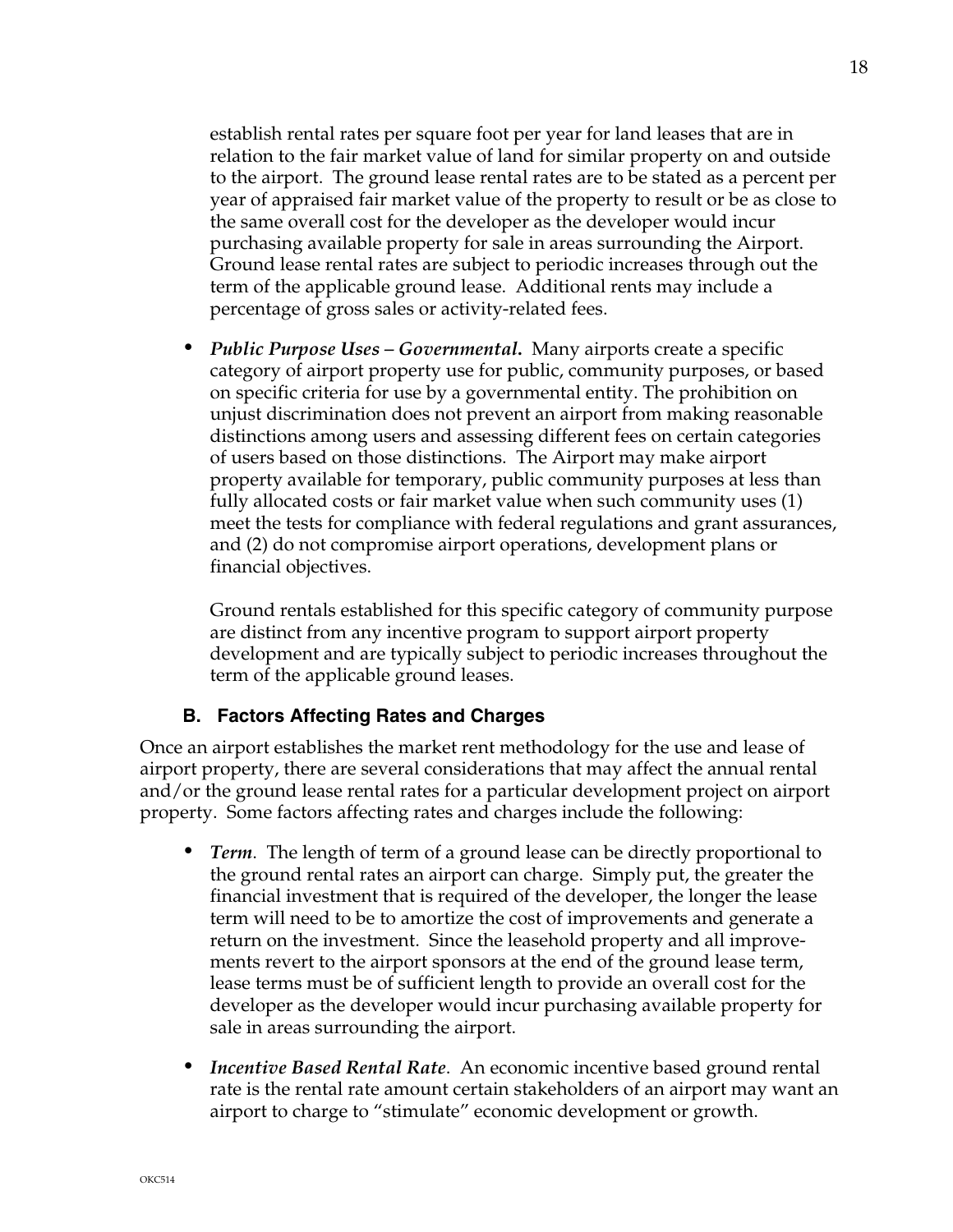establish rental rates per square foot per year for land leases that are in relation to the fair market value of land for similar property on and outside to the airport. The ground lease rental rates are to be stated as a percent per year of appraised fair market value of the property to result or be as close to the same overall cost for the developer as the developer would incur purchasing available property for sale in areas surrounding the Airport. Ground lease rental rates are subject to periodic increases through out the term of the applicable ground lease. Additional rents may include a percentage of gross sales or activity-related fees.

- ***Public Purpose Uses – Governmental.*** Many airports create a specific category of airport property use for public, community purposes, or based on specific criteria for use by a governmental entity. The prohibition on unjust discrimination does not prevent an airport from making reasonable distinctions among users and assessing different fees on certain categories of users based on those distinctions. The Airport may make airport property available for temporary, public community purposes at less than fully allocated costs or fair market value when such community uses (1) meet the tests for compliance with federal regulations and grant assurances, and (2) do not compromise airport operations, development plans or financial objectives.

  Ground rentals established for this specific category of community purpose are distinct from any incentive program to support airport property development and are typically subject to periodic increases throughout the term of the applicable ground leases.

### B. Factors Affecting Rates and Charges

Once an airport establishes the market rent methodology for the use and lease of airport property, there are several considerations that may affect the annual rental and/or the ground lease rental rates for a particular development project on airport property. Some factors affecting rates and charges include the following:

- ***Term***. The length of term of a ground lease can be directly proportional to the ground rental rates an airport can charge. Simply put, the greater the financial investment that is required of the developer, the longer the lease term will need to be to amortize the cost of improvements and generate a return on the investment. Since the leasehold property and all improvements revert to the airport sponsors at the end of the ground lease term, lease terms must be of sufficient length to provide an overall cost for the developer as the developer would incur purchasing available property for sale in areas surrounding the airport.

- ***Incentive Based Rental Rate***. An economic incentive based ground rental rate is the rental rate amount certain stakeholders of an airport may want an airport to charge to "stimulate" economic development or growth.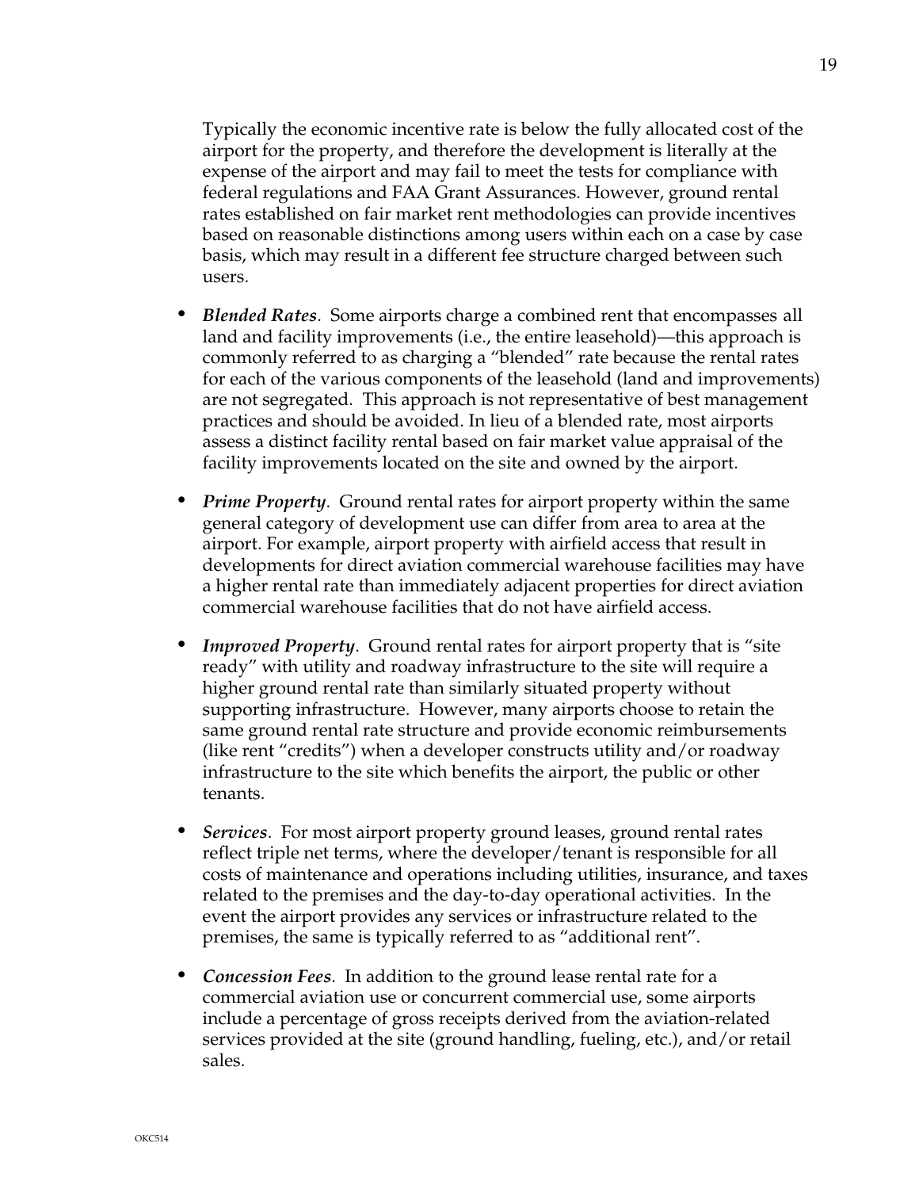Typically the economic incentive rate is below the fully allocated cost of the airport for the property, and therefore the development is literally at the expense of the airport and may fail to meet the tests for compliance with federal regulations and FAA Grant Assurances. However, ground rental rates established on fair market rent methodologies can provide incentives based on reasonable distinctions among users within each on a case by case basis, which may result in a different fee structure charged between such users.

- ***Blended Rates***. Some airports charge a combined rent that encompasses all land and facility improvements (i.e., the entire leasehold)—this approach is commonly referred to as charging a "blended" rate because the rental rates for each of the various components of the leasehold (land and improvements) are not segregated. This approach is not representative of best management practices and should be avoided. In lieu of a blended rate, most airports assess a distinct facility rental based on fair market value appraisal of the facility improvements located on the site and owned by the airport.

- ***Prime Property***. Ground rental rates for airport property within the same general category of development use can differ from area to area at the airport. For example, airport property with airfield access that result in developments for direct aviation commercial warehouse facilities may have a higher rental rate than immediately adjacent properties for direct aviation commercial warehouse facilities that do not have airfield access.

- ***Improved Property***. Ground rental rates for airport property that is "site ready" with utility and roadway infrastructure to the site will require a higher ground rental rate than similarly situated property without supporting infrastructure. However, many airports choose to retain the same ground rental rate structure and provide economic reimbursements (like rent "credits") when a developer constructs utility and/or roadway infrastructure to the site which benefits the airport, the public or other tenants.

- ***Services***. For most airport property ground leases, ground rental rates reflect triple net terms, where the developer/tenant is responsible for all costs of maintenance and operations including utilities, insurance, and taxes related to the premises and the day-to-day operational activities. In the event the airport provides any services or infrastructure related to the premises, the same is typically referred to as "additional rent".

- ***Concession Fees***. In addition to the ground lease rental rate for a commercial aviation use or concurrent commercial use, some airports include a percentage of gross receipts derived from the aviation-related services provided at the site (ground handling, fueling, etc.), and/or retail sales.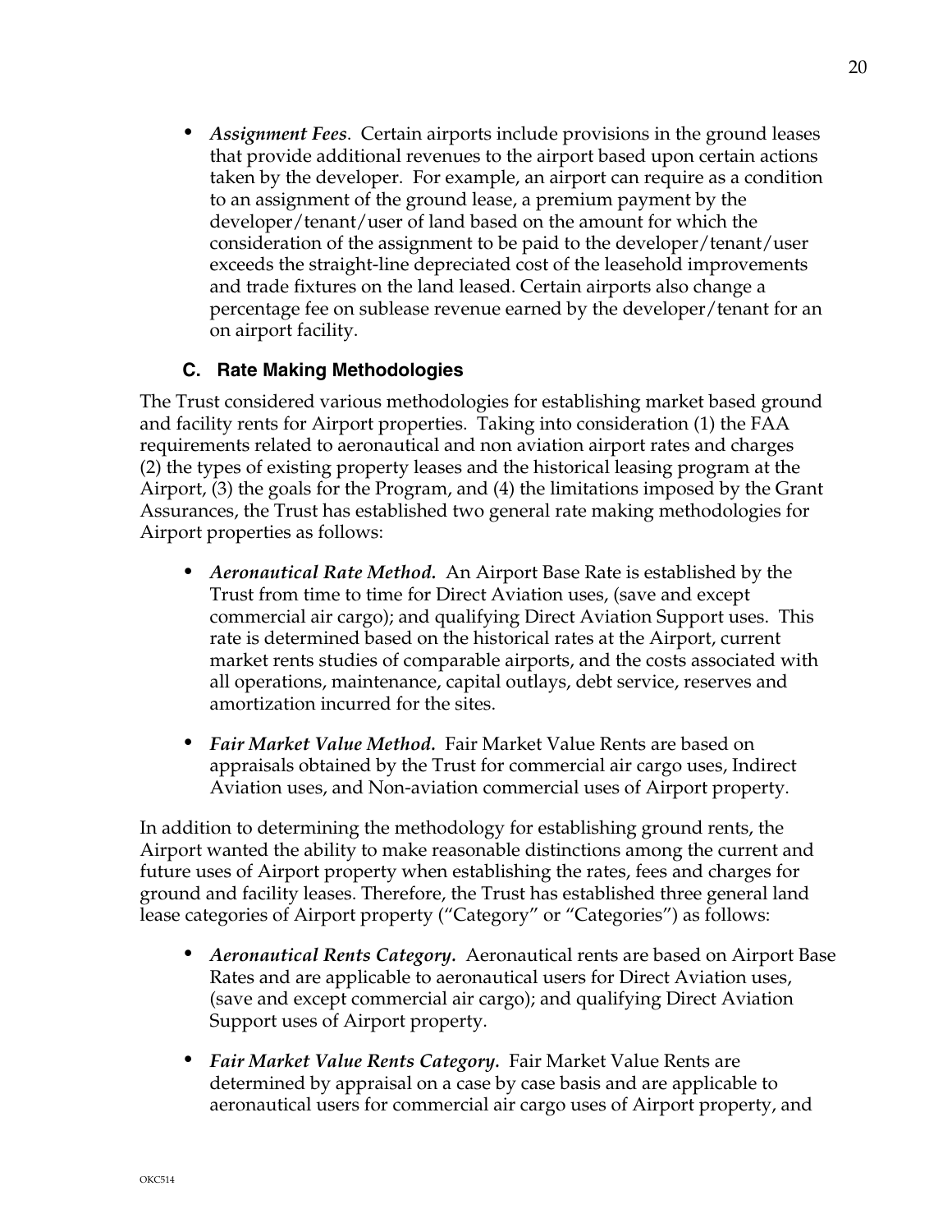- ***Assignment Fees***. Certain airports include provisions in the ground leases that provide additional revenues to the airport based upon certain actions taken by the developer. For example, an airport can require as a condition to an assignment of the ground lease, a premium payment by the developer/tenant/user of land based on the amount for which the consideration of the assignment to be paid to the developer/tenant/user exceeds the straight-line depreciated cost of the leasehold improvements and trade fixtures on the land leased. Certain airports also change a percentage fee on sublease revenue earned by the developer/tenant for an on airport facility.

### C. Rate Making Methodologies

The Trust considered various methodologies for establishing market based ground and facility rents for Airport properties. Taking into consideration (1) the FAA requirements related to aeronautical and non aviation airport rates and charges (2) the types of existing property leases and the historical leasing program at the Airport, (3) the goals for the Program, and (4) the limitations imposed by the Grant Assurances, the Trust has established two general rate making methodologies for Airport properties as follows:

- ***Aeronautical Rate Method.*** An Airport Base Rate is established by the Trust from time to time for Direct Aviation uses, (save and except commercial air cargo); and qualifying Direct Aviation Support uses. This rate is determined based on the historical rates at the Airport, current market rents studies of comparable airports, and the costs associated with all operations, maintenance, capital outlays, debt service, reserves and amortization incurred for the sites.

- ***Fair Market Value Method.*** Fair Market Value Rents are based on appraisals obtained by the Trust for commercial air cargo uses, Indirect Aviation uses, and Non-aviation commercial uses of Airport property.

In addition to determining the methodology for establishing ground rents, the Airport wanted the ability to make reasonable distinctions among the current and future uses of Airport property when establishing the rates, fees and charges for ground and facility leases. Therefore, the Trust has established three general land lease categories of Airport property ("Category" or "Categories") as follows:

- ***Aeronautical Rents Category.*** Aeronautical rents are based on Airport Base Rates and are applicable to aeronautical users for Direct Aviation uses, (save and except commercial air cargo); and qualifying Direct Aviation Support uses of Airport property.

- ***Fair Market Value Rents Category.*** Fair Market Value Rents are determined by appraisal on a case by case basis and are applicable to aeronautical users for commercial air cargo uses of Airport property, and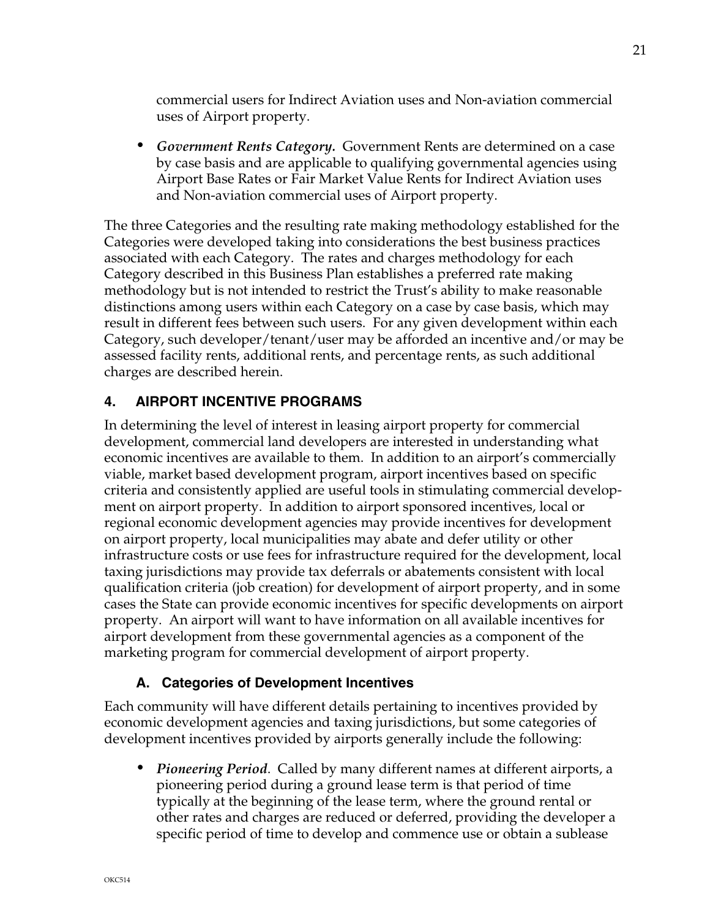commercial users for Indirect Aviation uses and Non-aviation commercial uses of Airport property.

- ***Government Rents Category.*** Government Rents are determined on a case by case basis and are applicable to qualifying governmental agencies using Airport Base Rates or Fair Market Value Rents for Indirect Aviation uses and Non-aviation commercial uses of Airport property.

The three Categories and the resulting rate making methodology established for the Categories were developed taking into considerations the best business practices associated with each Category. The rates and charges methodology for each Category described in this Business Plan establishes a preferred rate making methodology but is not intended to restrict the Trust's ability to make reasonable distinctions among users within each Category on a case by case basis, which may result in different fees between such users. For any given development within each Category, such developer/tenant/user may be afforded an incentive and/or may be assessed facility rents, additional rents, and percentage rents, as such additional charges are described herein.

## 4. AIRPORT INCENTIVE PROGRAMS

In determining the level of interest in leasing airport property for commercial development, commercial land developers are interested in understanding what economic incentives are available to them. In addition to an airport's commercially viable, market based development program, airport incentives based on specific criteria and consistently applied are useful tools in stimulating commercial development on airport property. In addition to airport sponsored incentives, local or regional economic development agencies may provide incentives for development on airport property, local municipalities may abate and defer utility or other infrastructure costs or use fees for infrastructure required for the development, local taxing jurisdictions may provide tax deferrals or abatements consistent with local qualification criteria (job creation) for development of airport property, and in some cases the State can provide economic incentives for specific developments on airport property. An airport will want to have information on all available incentives for airport development from these governmental agencies as a component of the marketing program for commercial development of airport property.

### A. Categories of Development Incentives

Each community will have different details pertaining to incentives provided by economic development agencies and taxing jurisdictions, but some categories of development incentives provided by airports generally include the following:

- ***Pioneering Period***. Called by many different names at different airports, a pioneering period during a ground lease term is that period of time typically at the beginning of the lease term, where the ground rental or other rates and charges are reduced or deferred, providing the developer a specific period of time to develop and commence use or obtain a sublease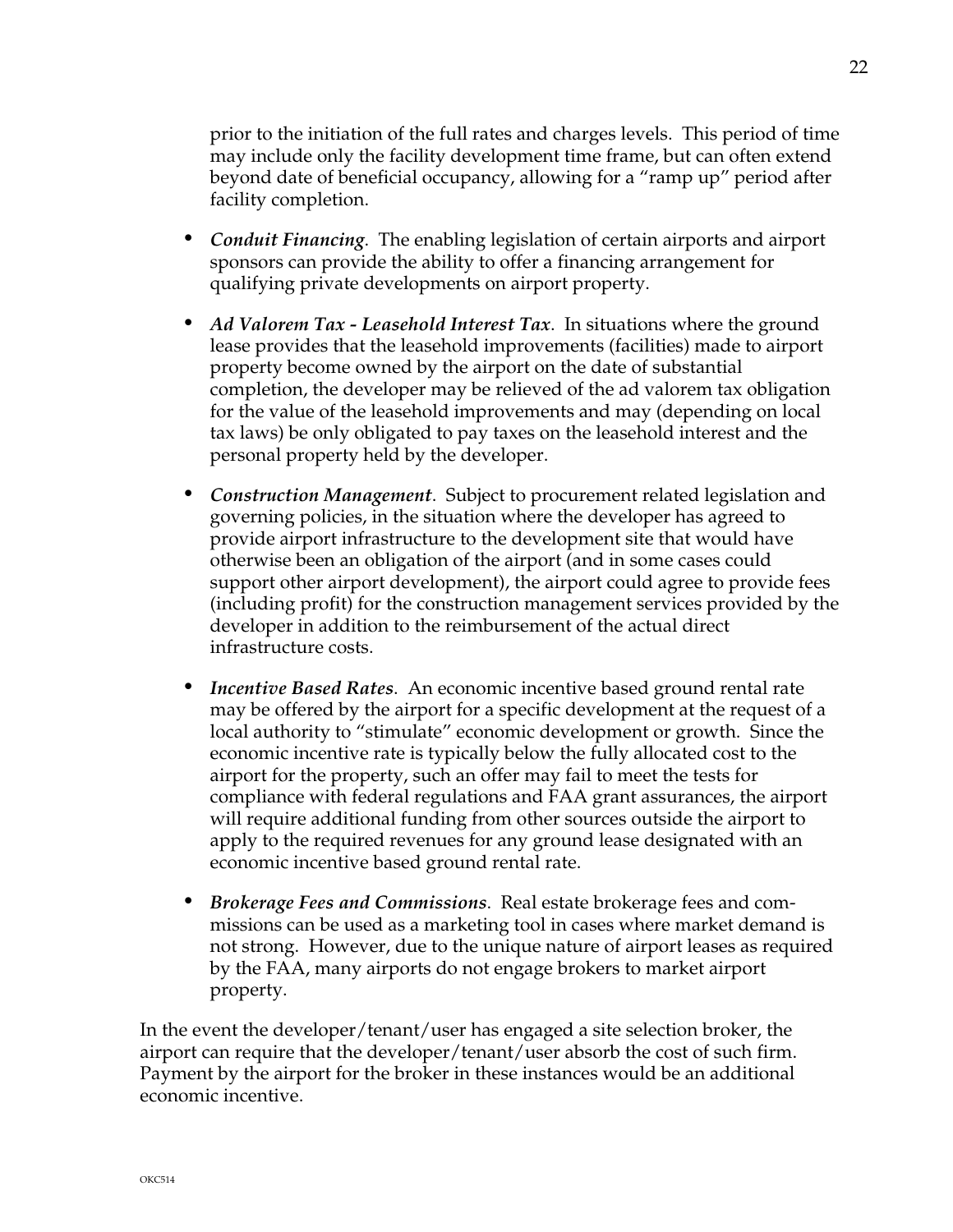prior to the initiation of the full rates and charges levels. This period of time may include only the facility development time frame, but can often extend beyond date of beneficial occupancy, allowing for a "ramp up" period after facility completion.

- ***Conduit Financing***. The enabling legislation of certain airports and airport sponsors can provide the ability to offer a financing arrangement for qualifying private developments on airport property.

- ***Ad Valorem Tax - Leasehold Interest Tax***. In situations where the ground lease provides that the leasehold improvements (facilities) made to airport property become owned by the airport on the date of substantial completion, the developer may be relieved of the ad valorem tax obligation for the value of the leasehold improvements and may (depending on local tax laws) be only obligated to pay taxes on the leasehold interest and the personal property held by the developer.

- ***Construction Management***. Subject to procurement related legislation and governing policies, in the situation where the developer has agreed to provide airport infrastructure to the development site that would have otherwise been an obligation of the airport (and in some cases could support other airport development), the airport could agree to provide fees (including profit) for the construction management services provided by the developer in addition to the reimbursement of the actual direct infrastructure costs.

- ***Incentive Based Rates***. An economic incentive based ground rental rate may be offered by the airport for a specific development at the request of a local authority to "stimulate" economic development or growth. Since the economic incentive rate is typically below the fully allocated cost to the airport for the property, such an offer may fail to meet the tests for compliance with federal regulations and FAA grant assurances, the airport will require additional funding from other sources outside the airport to apply to the required revenues for any ground lease designated with an economic incentive based ground rental rate.

- ***Brokerage Fees and Commissions***. Real estate brokerage fees and commissions can be used as a marketing tool in cases where market demand is not strong. However, due to the unique nature of airport leases as required by the FAA, many airports do not engage brokers to market airport property.

In the event the developer/tenant/user has engaged a site selection broker, the airport can require that the developer/tenant/user absorb the cost of such firm. Payment by the airport for the broker in these instances would be an additional economic incentive.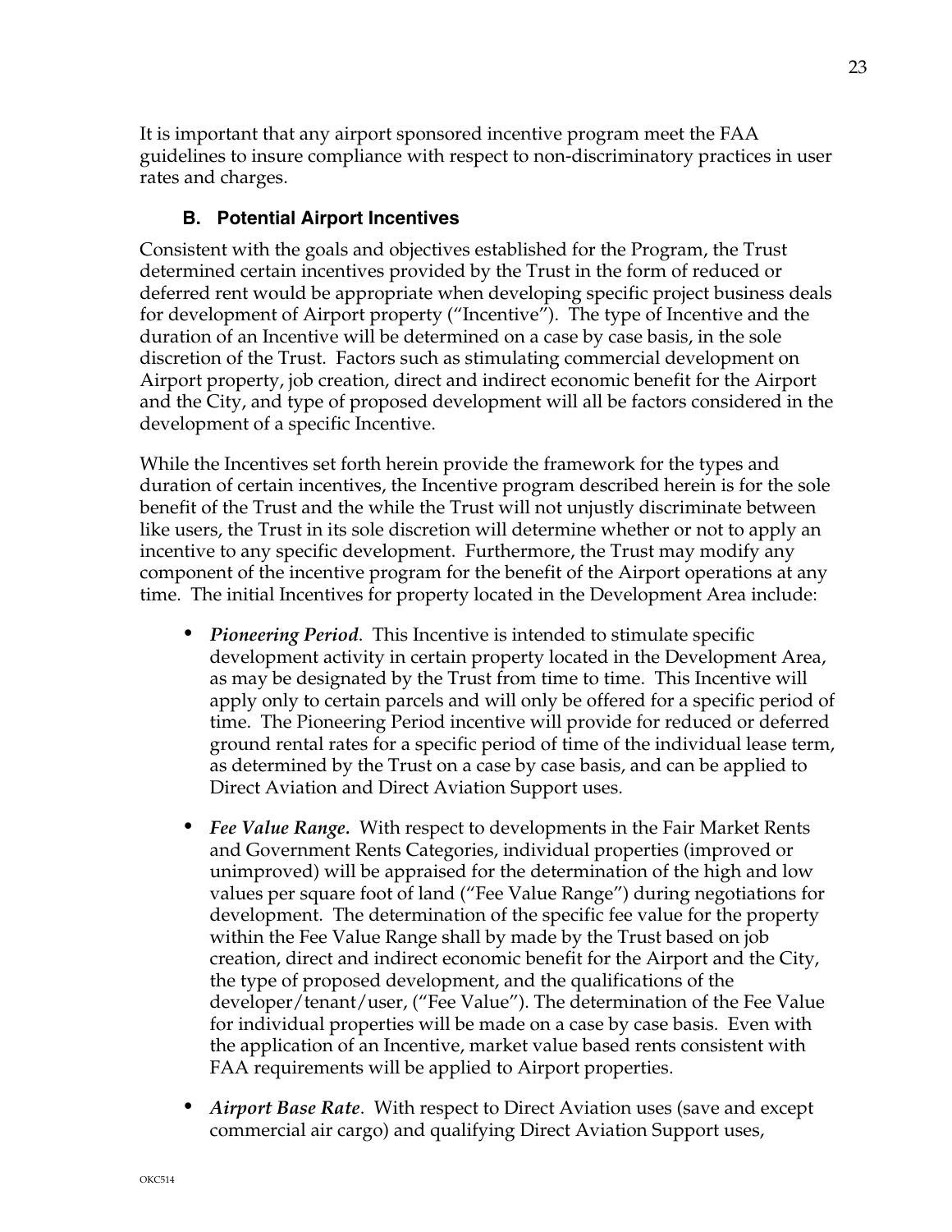It is important that any airport sponsored incentive program meet the FAA guidelines to insure compliance with respect to non-discriminatory practices in user rates and charges.

### B. Potential Airport Incentives

Consistent with the goals and objectives established for the Program, the Trust determined certain incentives provided by the Trust in the form of reduced or deferred rent would be appropriate when developing specific project business deals for development of Airport property ("Incentive"). The type of Incentive and the duration of an Incentive will be determined on a case by case basis, in the sole discretion of the Trust. Factors such as stimulating commercial development on Airport property, job creation, direct and indirect economic benefit for the Airport and the City, and type of proposed development will all be factors considered in the development of a specific Incentive.

While the Incentives set forth herein provide the framework for the types and duration of certain incentives, the Incentive program described herein is for the sole benefit of the Trust and the while the Trust will not unjustly discriminate between like users, the Trust in its sole discretion will determine whether or not to apply an incentive to any specific development. Furthermore, the Trust may modify any component of the incentive program for the benefit of the Airport operations at any time. The initial Incentives for property located in the Development Area include:

- ***Pioneering Period***. This Incentive is intended to stimulate specific development activity in certain property located in the Development Area, as may be designated by the Trust from time to time. This Incentive will apply only to certain parcels and will only be offered for a specific period of time. The Pioneering Period incentive will provide for reduced or deferred ground rental rates for a specific period of time of the individual lease term, as determined by the Trust on a case by case basis, and can be applied to Direct Aviation and Direct Aviation Support uses.

- ***Fee Value Range.*** With respect to developments in the Fair Market Rents and Government Rents Categories, individual properties (improved or unimproved) will be appraised for the determination of the high and low values per square foot of land ("Fee Value Range") during negotiations for development. The determination of the specific fee value for the property within the Fee Value Range shall by made by the Trust based on job creation, direct and indirect economic benefit for the Airport and the City, the type of proposed development, and the qualifications of the developer/tenant/user, ("Fee Value"). The determination of the Fee Value for individual properties will be made on a case by case basis. Even with the application of an Incentive, market value based rents consistent with FAA requirements will be applied to Airport properties.

- ***Airport Base Rate***. With respect to Direct Aviation uses (save and except commercial air cargo) and qualifying Direct Aviation Support uses,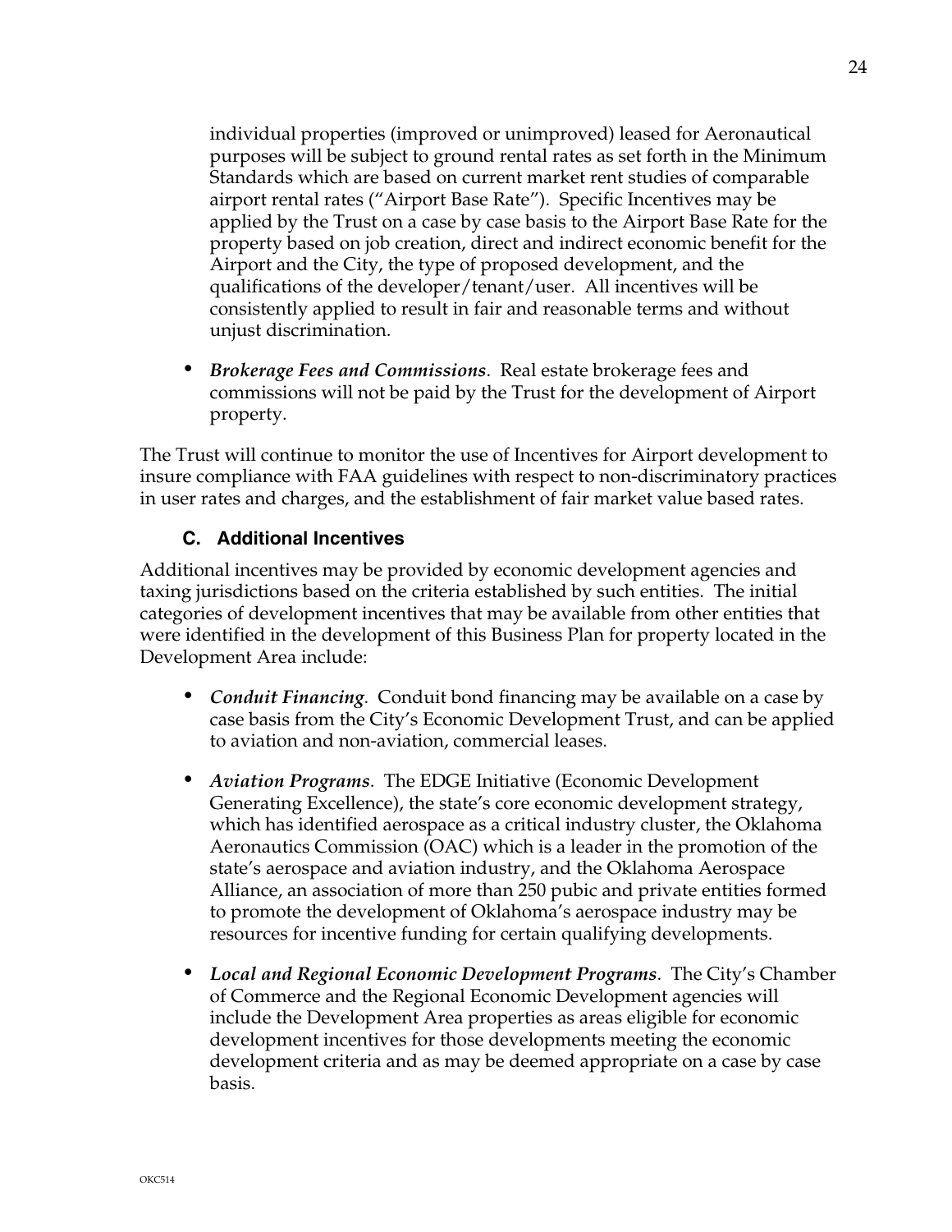individual properties (improved or unimproved) leased for Aeronautical purposes will be subject to ground rental rates as set forth in the Minimum Standards which are based on current market rent studies of comparable airport rental rates ("Airport Base Rate"). Specific Incentives may be applied by the Trust on a case by case basis to the Airport Base Rate for the property based on job creation, direct and indirect economic benefit for the Airport and the City, the type of proposed development, and the qualifications of the developer/tenant/user. All incentives will be consistently applied to result in fair and reasonable terms and without unjust discrimination.

- ***Brokerage Fees and Commissions***. Real estate brokerage fees and commissions will not be paid by the Trust for the development of Airport property.

The Trust will continue to monitor the use of Incentives for Airport development to insure compliance with FAA guidelines with respect to non-discriminatory practices in user rates and charges, and the establishment of fair market value based rates.

### C. Additional Incentives

Additional incentives may be provided by economic development agencies and taxing jurisdictions based on the criteria established by such entities. The initial categories of development incentives that may be available from other entities that were identified in the development of this Business Plan for property located in the Development Area include:

- ***Conduit Financing***. Conduit bond financing may be available on a case by case basis from the City's Economic Development Trust, and can be applied to aviation and non-aviation, commercial leases.

- ***Aviation Programs***. The EDGE Initiative (Economic Development Generating Excellence), the state's core economic development strategy, which has identified aerospace as a critical industry cluster, the Oklahoma Aeronautics Commission (OAC) which is a leader in the promotion of the state's aerospace and aviation industry, and the Oklahoma Aerospace Alliance, an association of more than 250 pubic and private entities formed to promote the development of Oklahoma's aerospace industry may be resources for incentive funding for certain qualifying developments.

- ***Local and Regional Economic Development Programs***. The City's Chamber of Commerce and the Regional Economic Development agencies will include the Development Area properties as areas eligible for economic development incentives for those developments meeting the economic development criteria and as may be deemed appropriate on a case by case basis.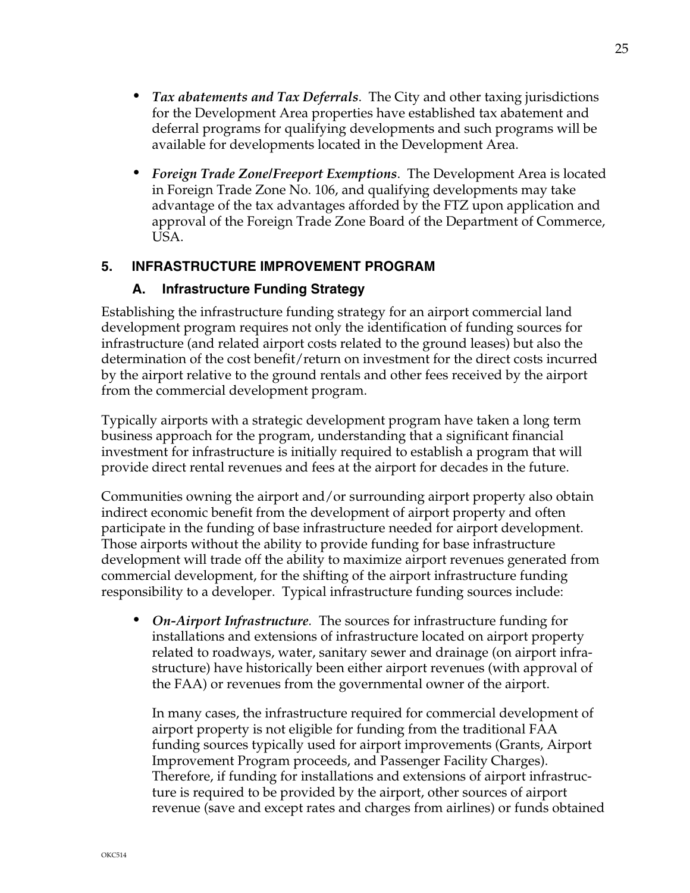- ***Tax abatements and Tax Deferrals***. The City and other taxing jurisdictions for the Development Area properties have established tax abatement and deferral programs for qualifying developments and such programs will be available for developments located in the Development Area.

- ***Foreign Trade Zone/Freeport Exemptions***. The Development Area is located in Foreign Trade Zone No. 106, and qualifying developments may take advantage of the tax advantages afforded by the FTZ upon application and approval of the Foreign Trade Zone Board of the Department of Commerce, USA.

## 5. INFRASTRUCTURE IMPROVEMENT PROGRAM

### A. Infrastructure Funding Strategy

Establishing the infrastructure funding strategy for an airport commercial land development program requires not only the identification of funding sources for infrastructure (and related airport costs related to the ground leases) but also the determination of the cost benefit/return on investment for the direct costs incurred by the airport relative to the ground rentals and other fees received by the airport from the commercial development program.

Typically airports with a strategic development program have taken a long term business approach for the program, understanding that a significant financial investment for infrastructure is initially required to establish a program that will provide direct rental revenues and fees at the airport for decades in the future.

Communities owning the airport and/or surrounding airport property also obtain indirect economic benefit from the development of airport property and often participate in the funding of base infrastructure needed for airport development. Those airports without the ability to provide funding for base infrastructure development will trade off the ability to maximize airport revenues generated from commercial development, for the shifting of the airport infrastructure funding responsibility to a developer. Typical infrastructure funding sources include:

- ***On-Airport Infrastructure***. The sources for infrastructure funding for installations and extensions of infrastructure located on airport property related to roadways, water, sanitary sewer and drainage (on airport infrastructure) have historically been either airport revenues (with approval of the FAA) or revenues from the governmental owner of the airport.

  In many cases, the infrastructure required for commercial development of airport property is not eligible for funding from the traditional FAA funding sources typically used for airport improvements (Grants, Airport Improvement Program proceeds, and Passenger Facility Charges). Therefore, if funding for installations and extensions of airport infrastructure is required to be provided by the airport, other sources of airport revenue (save and except rates and charges from airlines) or funds obtained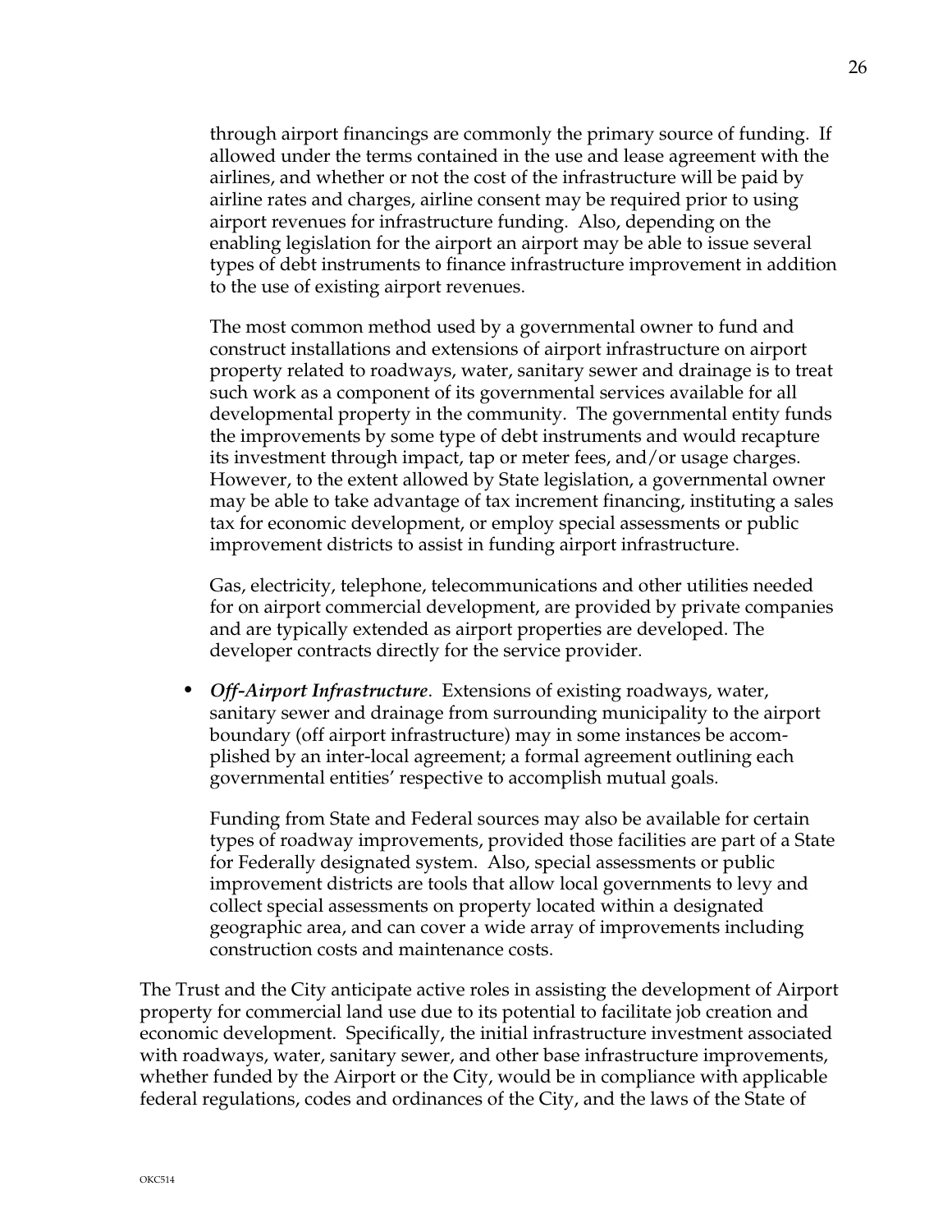through airport financings are commonly the primary source of funding. If allowed under the terms contained in the use and lease agreement with the airlines, and whether or not the cost of the infrastructure will be paid by airline rates and charges, airline consent may be required prior to using airport revenues for infrastructure funding. Also, depending on the enabling legislation for the airport an airport may be able to issue several types of debt instruments to finance infrastructure improvement in addition to the use of existing airport revenues.

The most common method used by a governmental owner to fund and construct installations and extensions of airport infrastructure on airport property related to roadways, water, sanitary sewer and drainage is to treat such work as a component of its governmental services available for all developmental property in the community. The governmental entity funds the improvements by some type of debt instruments and would recapture its investment through impact, tap or meter fees, and/or usage charges. However, to the extent allowed by State legislation, a governmental owner may be able to take advantage of tax increment financing, instituting a sales tax for economic development, or employ special assessments or public improvement districts to assist in funding airport infrastructure.

Gas, electricity, telephone, telecommunications and other utilities needed for on airport commercial development, are provided by private companies and are typically extended as airport properties are developed. The developer contracts directly for the service provider.

- ***Off-Airport Infrastructure***. Extensions of existing roadways, water, sanitary sewer and drainage from surrounding municipality to the airport boundary (off airport infrastructure) may in some instances be accomplished by an inter-local agreement; a formal agreement outlining each governmental entities' respective to accomplish mutual goals.

  Funding from State and Federal sources may also be available for certain types of roadway improvements, provided those facilities are part of a State for Federally designated system. Also, special assessments or public improvement districts are tools that allow local governments to levy and collect special assessments on property located within a designated geographic area, and can cover a wide array of improvements including construction costs and maintenance costs.

The Trust and the City anticipate active roles in assisting the development of Airport property for commercial land use due to its potential to facilitate job creation and economic development. Specifically, the initial infrastructure investment associated with roadways, water, sanitary sewer, and other base infrastructure improvements, whether funded by the Airport or the City, would be in compliance with applicable federal regulations, codes and ordinances of the City, and the laws of the State of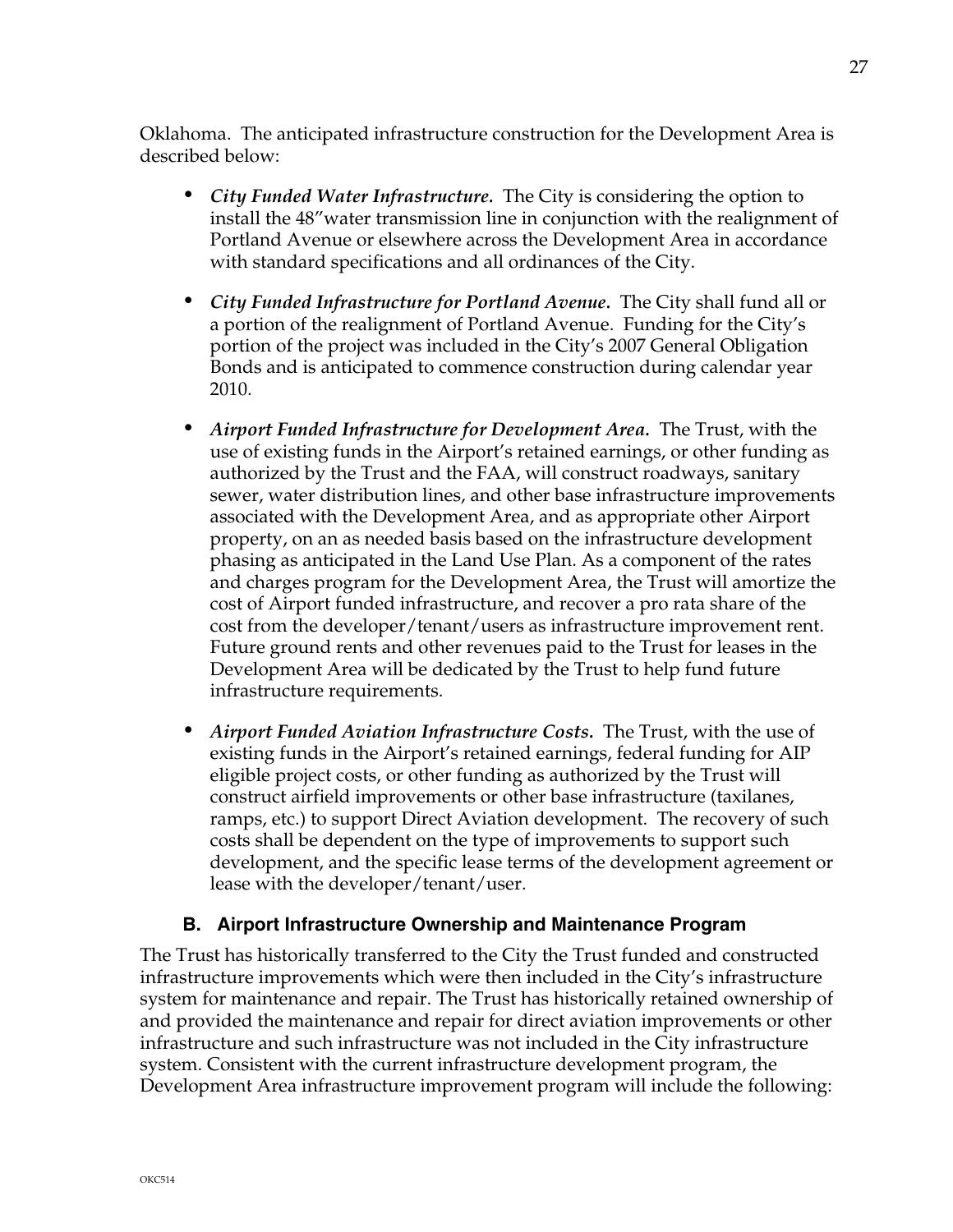Oklahoma. The anticipated infrastructure construction for the Development Area is described below:

- ***City Funded Water Infrastructure.*** The City is considering the option to install the 48"water transmission line in conjunction with the realignment of Portland Avenue or elsewhere across the Development Area in accordance with standard specifications and all ordinances of the City.
- ***City Funded Infrastructure for Portland Avenue.*** The City shall fund all or a portion of the realignment of Portland Avenue. Funding for the City's portion of the project was included in the City's 2007 General Obligation Bonds and is anticipated to commence construction during calendar year 2010.
- ***Airport Funded Infrastructure for Development Area.*** The Trust, with the use of existing funds in the Airport's retained earnings, or other funding as authorized by the Trust and the FAA, will construct roadways, sanitary sewer, water distribution lines, and other base infrastructure improvements associated with the Development Area, and as appropriate other Airport property, on an as needed basis based on the infrastructure development phasing as anticipated in the Land Use Plan. As a component of the rates and charges program for the Development Area, the Trust will amortize the cost of Airport funded infrastructure, and recover a pro rata share of the cost from the developer/tenant/users as infrastructure improvement rent. Future ground rents and other revenues paid to the Trust for leases in the Development Area will be dedicated by the Trust to help fund future infrastructure requirements.
- ***Airport Funded Aviation Infrastructure Costs.*** The Trust, with the use of existing funds in the Airport's retained earnings, federal funding for AIP eligible project costs, or other funding as authorized by the Trust will construct airfield improvements or other base infrastructure (taxilanes, ramps, etc.) to support Direct Aviation development. The recovery of such costs shall be dependent on the type of improvements to support such development, and the specific lease terms of the development agreement or lease with the developer/tenant/user.

### B. Airport Infrastructure Ownership and Maintenance Program

The Trust has historically transferred to the City the Trust funded and constructed infrastructure improvements which were then included in the City's infrastructure system for maintenance and repair. The Trust has historically retained ownership of and provided the maintenance and repair for direct aviation improvements or other infrastructure and such infrastructure was not included in the City infrastructure system. Consistent with the current infrastructure development program, the Development Area infrastructure improvement program will include the following: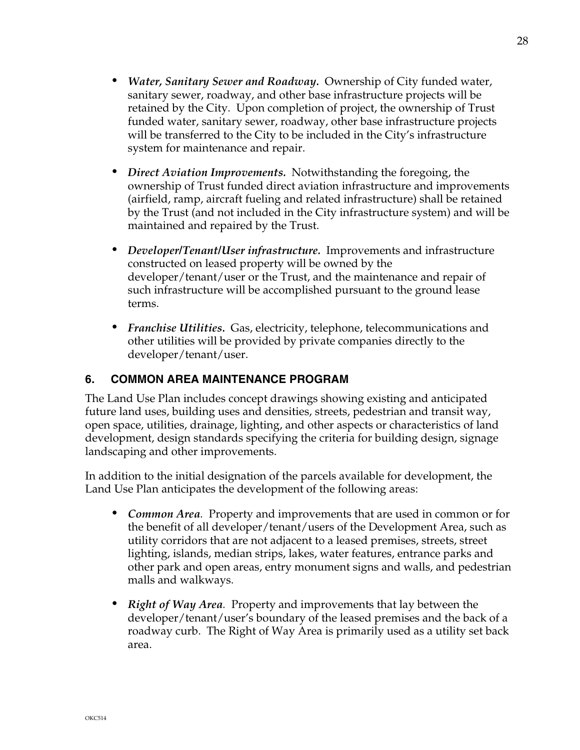- ***Water, Sanitary Sewer and Roadway.*** Ownership of City funded water, sanitary sewer, roadway, and other base infrastructure projects will be retained by the City. Upon completion of project, the ownership of Trust funded water, sanitary sewer, roadway, other base infrastructure projects will be transferred to the City to be included in the City's infrastructure system for maintenance and repair.

- ***Direct Aviation Improvements.*** Notwithstanding the foregoing, the ownership of Trust funded direct aviation infrastructure and improvements (airfield, ramp, aircraft fueling and related infrastructure) shall be retained by the Trust (and not included in the City infrastructure system) and will be maintained and repaired by the Trust.

- ***Developer/Tenant/User infrastructure.*** Improvements and infrastructure constructed on leased property will be owned by the developer/tenant/user or the Trust, and the maintenance and repair of such infrastructure will be accomplished pursuant to the ground lease terms.

- ***Franchise Utilities.*** Gas, electricity, telephone, telecommunications and other utilities will be provided by private companies directly to the developer/tenant/user.

## 6. COMMON AREA MAINTENANCE PROGRAM

The Land Use Plan includes concept drawings showing existing and anticipated future land uses, building uses and densities, streets, pedestrian and transit way, open space, utilities, drainage, lighting, and other aspects or characteristics of land development, design standards specifying the criteria for building design, signage landscaping and other improvements.

In addition to the initial designation of the parcels available for development, the Land Use Plan anticipates the development of the following areas:

- ***Common Area**.* Property and improvements that are used in common or for the benefit of all developer/tenant/users of the Development Area, such as utility corridors that are not adjacent to a leased premises, streets, street lighting, islands, median strips, lakes, water features, entrance parks and other park and open areas, entry monument signs and walls, and pedestrian malls and walkways.

- ***Right of Way Area**.* Property and improvements that lay between the developer/tenant/user's boundary of the leased premises and the back of a roadway curb. The Right of Way Area is primarily used as a utility set back area.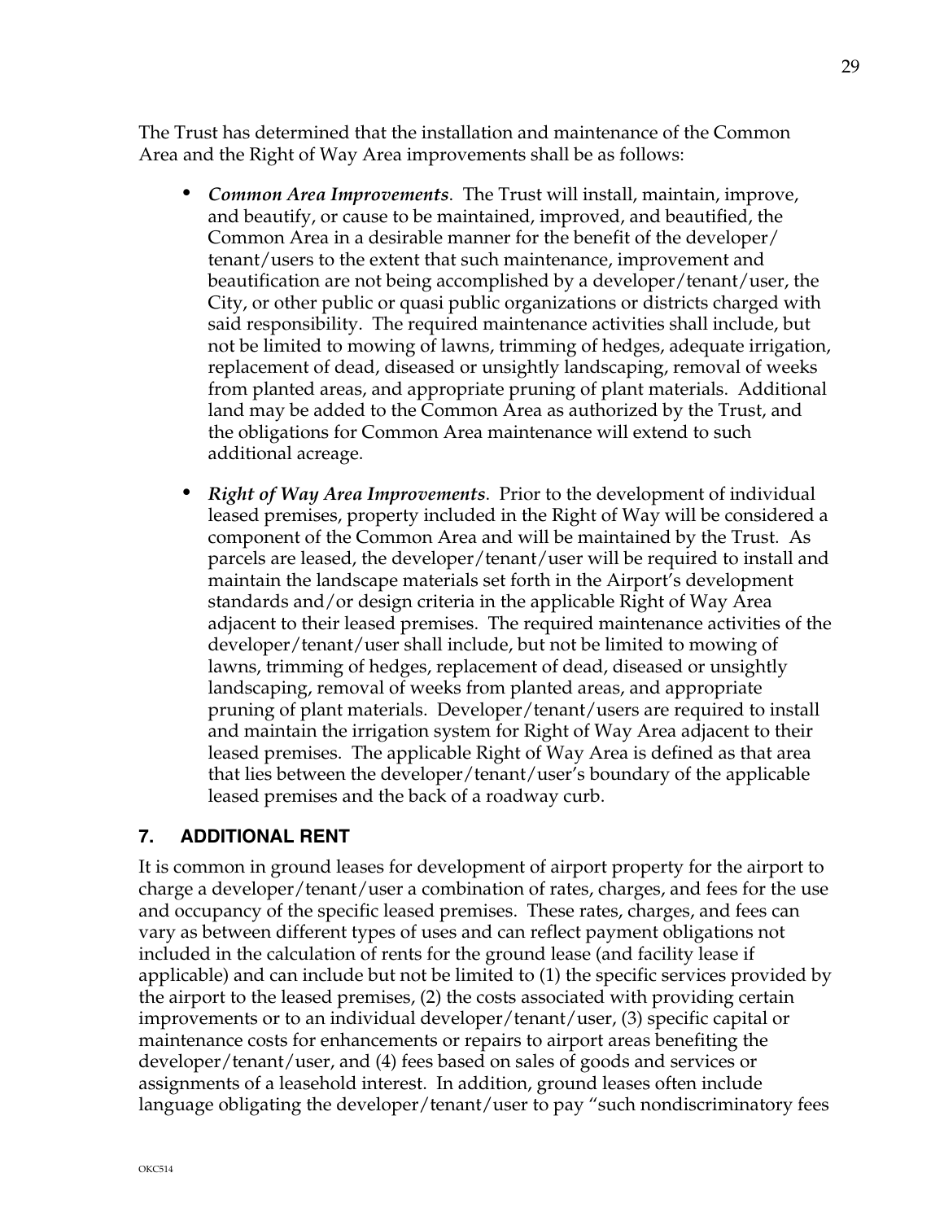The Trust has determined that the installation and maintenance of the Common Area and the Right of Way Area improvements shall be as follows:

- ***Common Area Improvements***. The Trust will install, maintain, improve, and beautify, or cause to be maintained, improved, and beautified, the Common Area in a desirable manner for the benefit of the developer/ tenant/users to the extent that such maintenance, improvement and beautification are not being accomplished by a developer/tenant/user, the City, or other public or quasi public organizations or districts charged with said responsibility. The required maintenance activities shall include, but not be limited to mowing of lawns, trimming of hedges, adequate irrigation, replacement of dead, diseased or unsightly landscaping, removal of weeks from planted areas, and appropriate pruning of plant materials. Additional land may be added to the Common Area as authorized by the Trust, and the obligations for Common Area maintenance will extend to such additional acreage.
- ***Right of Way Area Improvements***. Prior to the development of individual leased premises, property included in the Right of Way will be considered a component of the Common Area and will be maintained by the Trust. As parcels are leased, the developer/tenant/user will be required to install and maintain the landscape materials set forth in the Airport's development standards and/or design criteria in the applicable Right of Way Area adjacent to their leased premises. The required maintenance activities of the developer/tenant/user shall include, but not be limited to mowing of lawns, trimming of hedges, replacement of dead, diseased or unsightly landscaping, removal of weeks from planted areas, and appropriate pruning of plant materials. Developer/tenant/users are required to install and maintain the irrigation system for Right of Way Area adjacent to their leased premises. The applicable Right of Way Area is defined as that area that lies between the developer/tenant/user's boundary of the applicable leased premises and the back of a roadway curb.

## 7. ADDITIONAL RENT

It is common in ground leases for development of airport property for the airport to charge a developer/tenant/user a combination of rates, charges, and fees for the use and occupancy of the specific leased premises. These rates, charges, and fees can vary as between different types of uses and can reflect payment obligations not included in the calculation of rents for the ground lease (and facility lease if applicable) and can include but not be limited to (1) the specific services provided by the airport to the leased premises, (2) the costs associated with providing certain improvements or to an individual developer/tenant/user, (3) specific capital or maintenance costs for enhancements or repairs to airport areas benefiting the developer/tenant/user, and (4) fees based on sales of goods and services or assignments of a leasehold interest. In addition, ground leases often include language obligating the developer/tenant/user to pay "such nondiscriminatory fees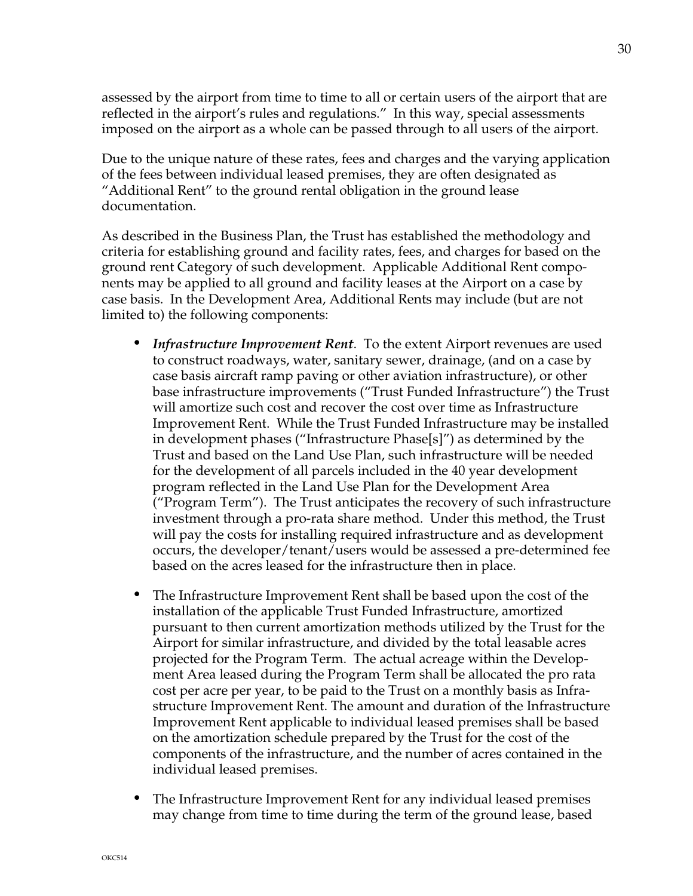assessed by the airport from time to time to all or certain users of the airport that are reflected in the airport's rules and regulations." In this way, special assessments imposed on the airport as a whole can be passed through to all users of the airport.

Due to the unique nature of these rates, fees and charges and the varying application of the fees between individual leased premises, they are often designated as "Additional Rent" to the ground rental obligation in the ground lease documentation.

As described in the Business Plan, the Trust has established the methodology and criteria for establishing ground and facility rates, fees, and charges for based on the ground rent Category of such development. Applicable Additional Rent components may be applied to all ground and facility leases at the Airport on a case by case basis. In the Development Area, Additional Rents may include (but are not limited to) the following components:

- ***Infrastructure Improvement Rent***. To the extent Airport revenues are used to construct roadways, water, sanitary sewer, drainage, (and on a case by case basis aircraft ramp paving or other aviation infrastructure), or other base infrastructure improvements ("Trust Funded Infrastructure") the Trust will amortize such cost and recover the cost over time as Infrastructure Improvement Rent. While the Trust Funded Infrastructure may be installed in development phases ("Infrastructure Phase[s]") as determined by the Trust and based on the Land Use Plan, such infrastructure will be needed for the development of all parcels included in the 40 year development program reflected in the Land Use Plan for the Development Area ("Program Term"). The Trust anticipates the recovery of such infrastructure investment through a pro-rata share method. Under this method, the Trust will pay the costs for installing required infrastructure and as development occurs, the developer/tenant/users would be assessed a pre-determined fee based on the acres leased for the infrastructure then in place.
- The Infrastructure Improvement Rent shall be based upon the cost of the installation of the applicable Trust Funded Infrastructure, amortized pursuant to then current amortization methods utilized by the Trust for the Airport for similar infrastructure, and divided by the total leasable acres projected for the Program Term. The actual acreage within the Development Area leased during the Program Term shall be allocated the pro rata cost per acre per year, to be paid to the Trust on a monthly basis as Infrastructure Improvement Rent. The amount and duration of the Infrastructure Improvement Rent applicable to individual leased premises shall be based on the amortization schedule prepared by the Trust for the cost of the components of the infrastructure, and the number of acres contained in the individual leased premises.
- The Infrastructure Improvement Rent for any individual leased premises may change from time to time during the term of the ground lease, based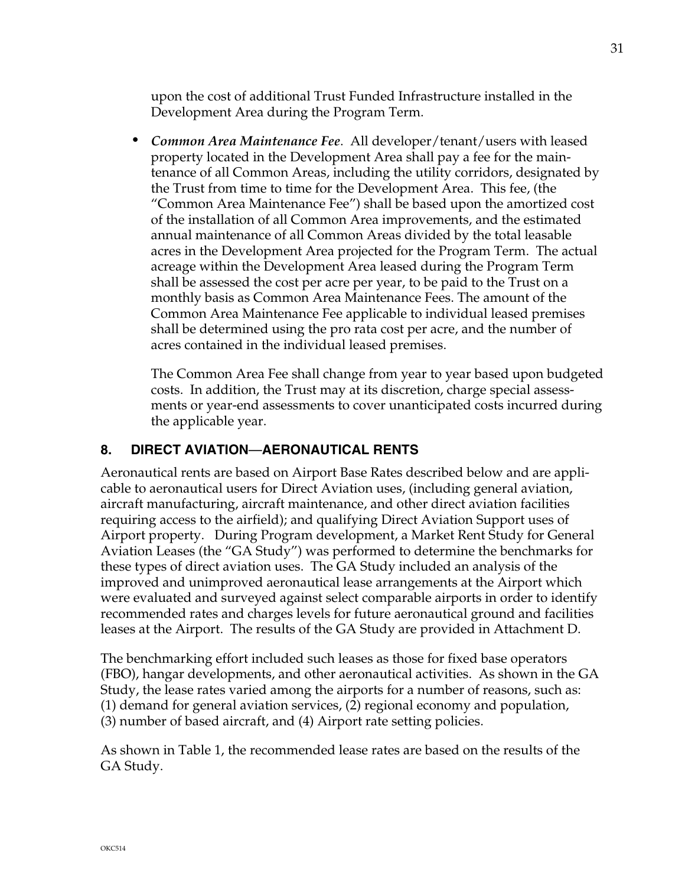upon the cost of additional Trust Funded Infrastructure installed in the Development Area during the Program Term.

- ***Common Area Maintenance Fee***. All developer/tenant/users with leased property located in the Development Area shall pay a fee for the maintenance of all Common Areas, including the utility corridors, designated by the Trust from time to time for the Development Area. This fee, (the "Common Area Maintenance Fee") shall be based upon the amortized cost of the installation of all Common Area improvements, and the estimated annual maintenance of all Common Areas divided by the total leasable acres in the Development Area projected for the Program Term. The actual acreage within the Development Area leased during the Program Term shall be assessed the cost per acre per year, to be paid to the Trust on a monthly basis as Common Area Maintenance Fees. The amount of the Common Area Maintenance Fee applicable to individual leased premises shall be determined using the pro rata cost per acre, and the number of acres contained in the individual leased premises.

  The Common Area Fee shall change from year to year based upon budgeted costs. In addition, the Trust may at its discretion, charge special assessments or year-end assessments to cover unanticipated costs incurred during the applicable year.

## 8. DIRECT AVIATION—AERONAUTICAL RENTS

Aeronautical rents are based on Airport Base Rates described below and are applicable to aeronautical users for Direct Aviation uses, (including general aviation, aircraft manufacturing, aircraft maintenance, and other direct aviation facilities requiring access to the airfield); and qualifying Direct Aviation Support uses of Airport property. During Program development, a Market Rent Study for General Aviation Leases (the "GA Study") was performed to determine the benchmarks for these types of direct aviation uses. The GA Study included an analysis of the improved and unimproved aeronautical lease arrangements at the Airport which were evaluated and surveyed against select comparable airports in order to identify recommended rates and charges levels for future aeronautical ground and facilities leases at the Airport. The results of the GA Study are provided in Attachment D.

The benchmarking effort included such leases as those for fixed base operators (FBO), hangar developments, and other aeronautical activities. As shown in the GA Study, the lease rates varied among the airports for a number of reasons, such as: (1) demand for general aviation services, (2) regional economy and population, (3) number of based aircraft, and (4) Airport rate setting policies.

As shown in Table 1, the recommended lease rates are based on the results of the GA Study.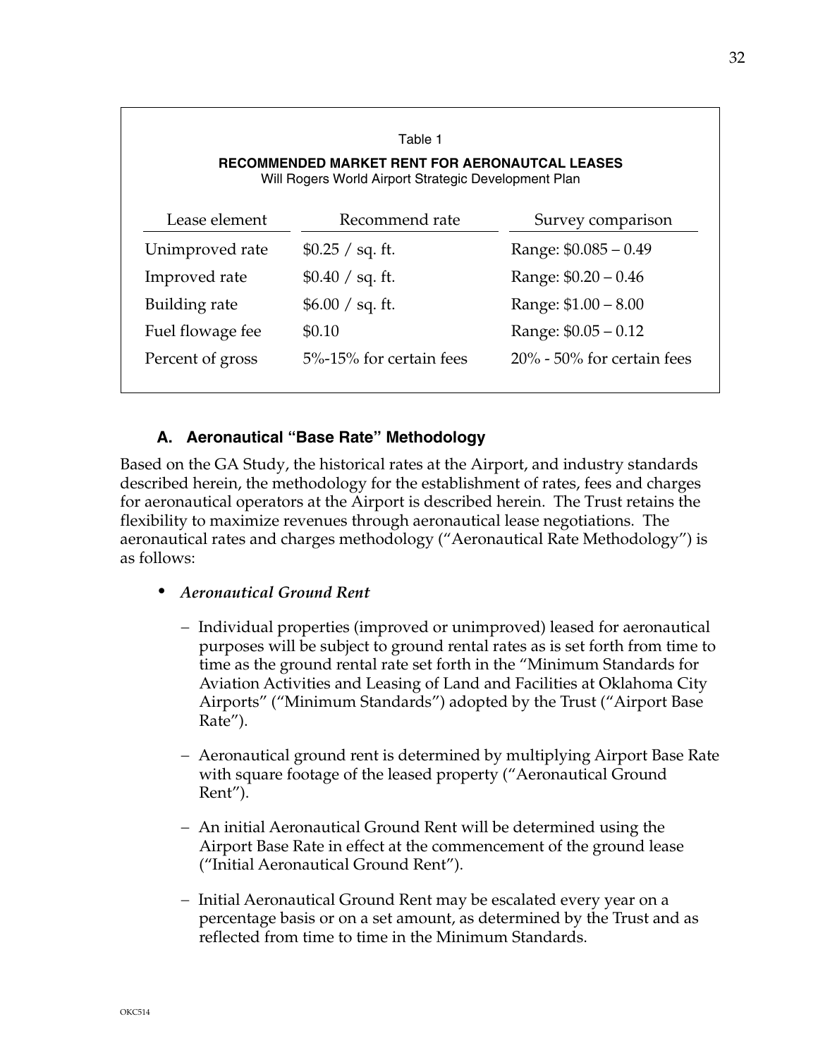Table 1

**RECOMMENDED MARKET RENT FOR AERONAUTCAL LEASES**
Will Rogers World Airport Strategic Development Plan

| Lease element | Recommend rate | Survey comparison |
|---|---|---|
| Unimproved rate | $0.25 / sq. ft. | Range: $0.085 – 0.49 |
| Improved rate | $0.40 / sq. ft. | Range: $0.20 – 0.46 |
| Building rate | $6.00 / sq. ft. | Range: $1.00 – 8.00 |
| Fuel flowage fee | $0.10 | Range: $0.05 – 0.12 |
| Percent of gross | 5%-15% for certain fees | 20% - 50% for certain fees |

### A. Aeronautical "Base Rate" Methodology

Based on the GA Study, the historical rates at the Airport, and industry standards described herein, the methodology for the establishment of rates, fees and charges for aeronautical operators at the Airport is described herein. The Trust retains the flexibility to maximize revenues through aeronautical lease negotiations. The aeronautical rates and charges methodology ("Aeronautical Rate Methodology") is as follows:

- *Aeronautical Ground Rent*
  - Individual properties (improved or unimproved) leased for aeronautical purposes will be subject to ground rental rates as is set forth from time to time as the ground rental rate set forth in the "Minimum Standards for Aviation Activities and Leasing of Land and Facilities at Oklahoma City Airports" ("Minimum Standards") adopted by the Trust ("Airport Base Rate").
  - Aeronautical ground rent is determined by multiplying Airport Base Rate with square footage of the leased property ("Aeronautical Ground Rent").
  - An initial Aeronautical Ground Rent will be determined using the Airport Base Rate in effect at the commencement of the ground lease ("Initial Aeronautical Ground Rent").
  - Initial Aeronautical Ground Rent may be escalated every year on a percentage basis or on a set amount, as determined by the Trust and as reflected from time to time in the Minimum Standards.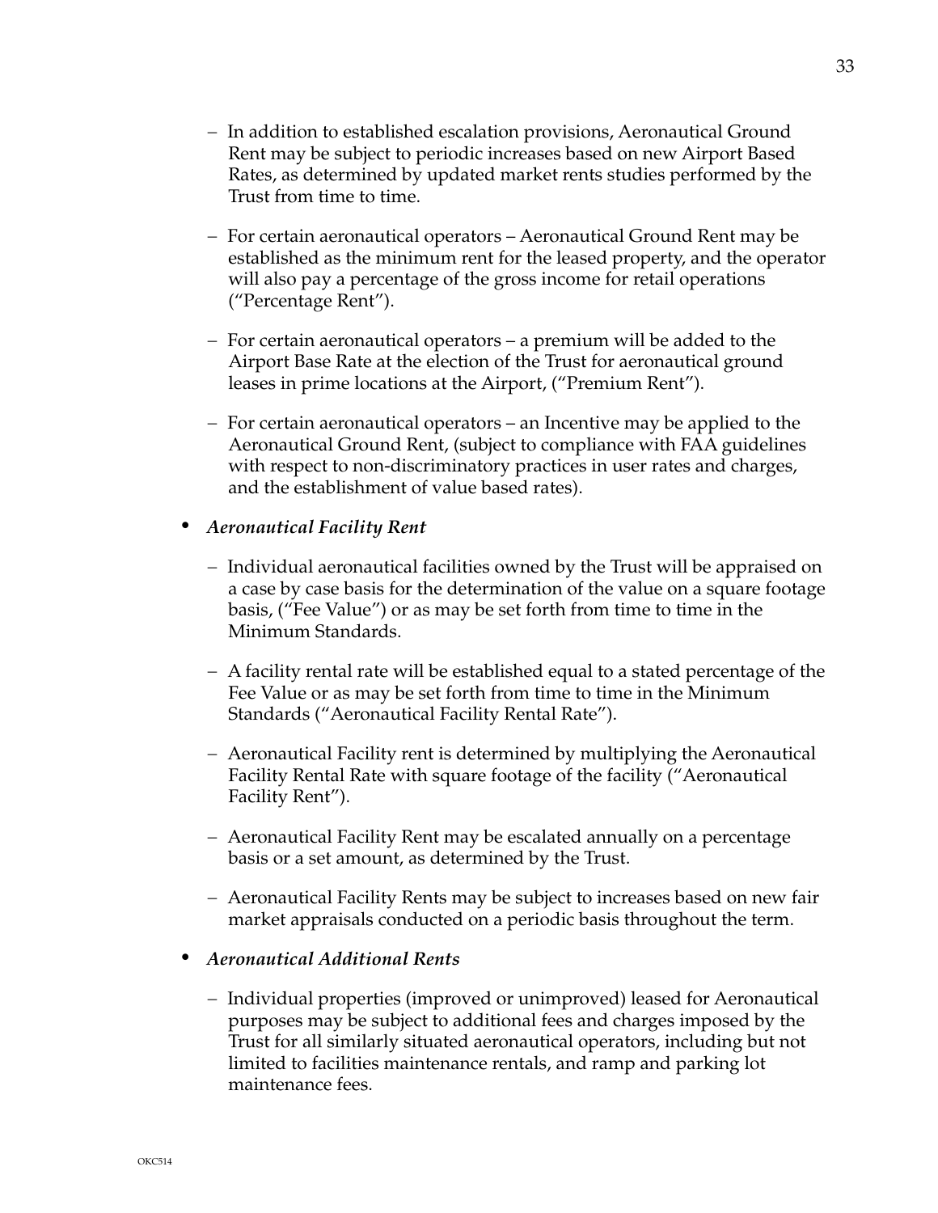- In addition to established escalation provisions, Aeronautical Ground Rent may be subject to periodic increases based on new Airport Based Rates, as determined by updated market rents studies performed by the Trust from time to time.

- For certain aeronautical operators – Aeronautical Ground Rent may be established as the minimum rent for the leased property, and the operator will also pay a percentage of the gross income for retail operations ("Percentage Rent").

- For certain aeronautical operators – a premium will be added to the Airport Base Rate at the election of the Trust for aeronautical ground leases in prime locations at the Airport, ("Premium Rent").

- For certain aeronautical operators – an Incentive may be applied to the Aeronautical Ground Rent, (subject to compliance with FAA guidelines with respect to non-discriminatory practices in user rates and charges, and the establishment of value based rates).

- ***Aeronautical Facility Rent***

  - Individual aeronautical facilities owned by the Trust will be appraised on a case by case basis for the determination of the value on a square footage basis, ("Fee Value") or as may be set forth from time to time in the Minimum Standards.

  - A facility rental rate will be established equal to a stated percentage of the Fee Value or as may be set forth from time to time in the Minimum Standards ("Aeronautical Facility Rental Rate").

  - Aeronautical Facility rent is determined by multiplying the Aeronautical Facility Rental Rate with square footage of the facility ("Aeronautical Facility Rent").

  - Aeronautical Facility Rent may be escalated annually on a percentage basis or a set amount, as determined by the Trust.

  - Aeronautical Facility Rents may be subject to increases based on new fair market appraisals conducted on a periodic basis throughout the term.

- ***Aeronautical Additional Rents***

  - Individual properties (improved or unimproved) leased for Aeronautical purposes may be subject to additional fees and charges imposed by the Trust for all similarly situated aeronautical operators, including but not limited to facilities maintenance rentals, and ramp and parking lot maintenance fees.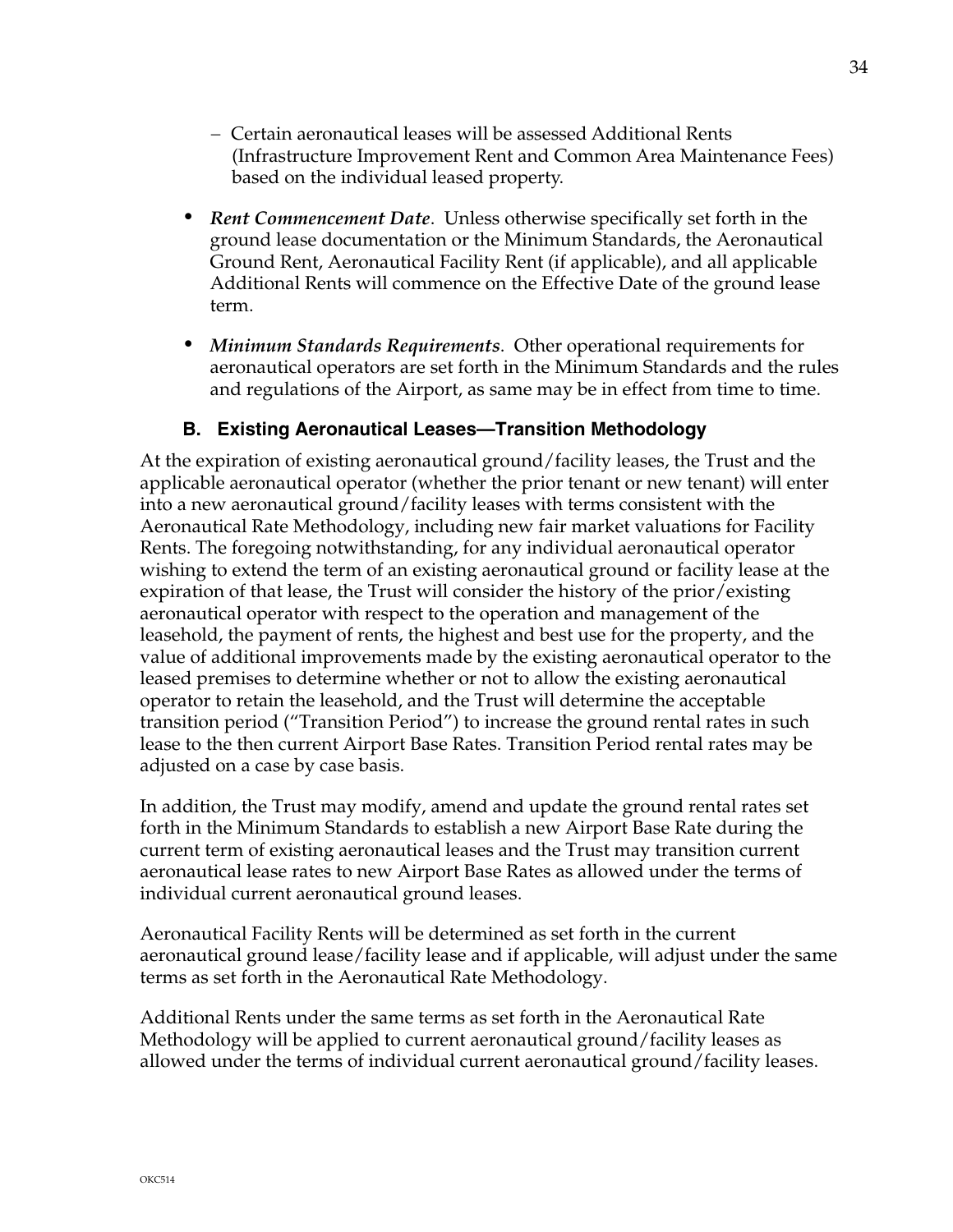- Certain aeronautical leases will be assessed Additional Rents (Infrastructure Improvement Rent and Common Area Maintenance Fees) based on the individual leased property.

- ***Rent Commencement Date***. Unless otherwise specifically set forth in the ground lease documentation or the Minimum Standards, the Aeronautical Ground Rent, Aeronautical Facility Rent (if applicable), and all applicable Additional Rents will commence on the Effective Date of the ground lease term.

- ***Minimum Standards Requirements***. Other operational requirements for aeronautical operators are set forth in the Minimum Standards and the rules and regulations of the Airport, as same may be in effect from time to time.

### B. Existing Aeronautical Leases—Transition Methodology

At the expiration of existing aeronautical ground/facility leases, the Trust and the applicable aeronautical operator (whether the prior tenant or new tenant) will enter into a new aeronautical ground/facility leases with terms consistent with the Aeronautical Rate Methodology, including new fair market valuations for Facility Rents. The foregoing notwithstanding, for any individual aeronautical operator wishing to extend the term of an existing aeronautical ground or facility lease at the expiration of that lease, the Trust will consider the history of the prior/existing aeronautical operator with respect to the operation and management of the leasehold, the payment of rents, the highest and best use for the property, and the value of additional improvements made by the existing aeronautical operator to the leased premises to determine whether or not to allow the existing aeronautical operator to retain the leasehold, and the Trust will determine the acceptable transition period ("Transition Period") to increase the ground rental rates in such lease to the then current Airport Base Rates. Transition Period rental rates may be adjusted on a case by case basis.

In addition, the Trust may modify, amend and update the ground rental rates set forth in the Minimum Standards to establish a new Airport Base Rate during the current term of existing aeronautical leases and the Trust may transition current aeronautical lease rates to new Airport Base Rates as allowed under the terms of individual current aeronautical ground leases.

Aeronautical Facility Rents will be determined as set forth in the current aeronautical ground lease/facility lease and if applicable, will adjust under the same terms as set forth in the Aeronautical Rate Methodology.

Additional Rents under the same terms as set forth in the Aeronautical Rate Methodology will be applied to current aeronautical ground/facility leases as allowed under the terms of individual current aeronautical ground/facility leases.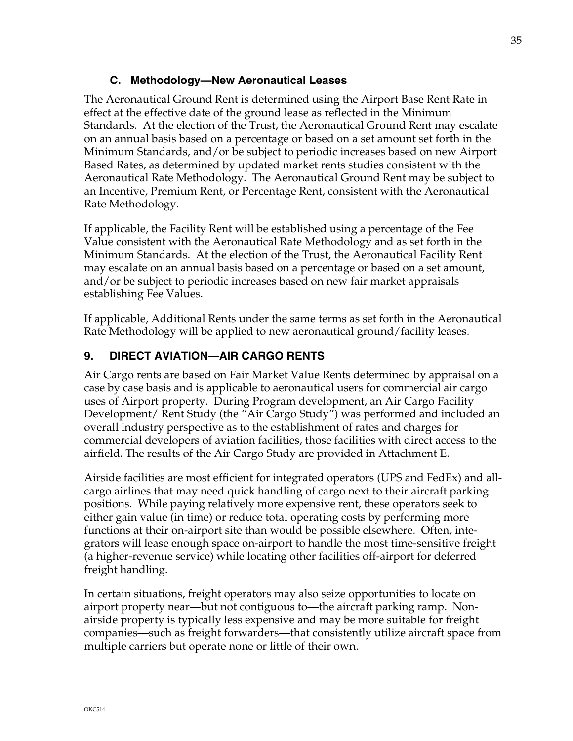### C. Methodology—New Aeronautical Leases

The Aeronautical Ground Rent is determined using the Airport Base Rent Rate in effect at the effective date of the ground lease as reflected in the Minimum Standards. At the election of the Trust, the Aeronautical Ground Rent may escalate on an annual basis based on a percentage or based on a set amount set forth in the Minimum Standards, and/or be subject to periodic increases based on new Airport Based Rates, as determined by updated market rents studies consistent with the Aeronautical Rate Methodology. The Aeronautical Ground Rent may be subject to an Incentive, Premium Rent, or Percentage Rent, consistent with the Aeronautical Rate Methodology.

If applicable, the Facility Rent will be established using a percentage of the Fee Value consistent with the Aeronautical Rate Methodology and as set forth in the Minimum Standards. At the election of the Trust, the Aeronautical Facility Rent may escalate on an annual basis based on a percentage or based on a set amount, and/or be subject to periodic increases based on new fair market appraisals establishing Fee Values.

If applicable, Additional Rents under the same terms as set forth in the Aeronautical Rate Methodology will be applied to new aeronautical ground/facility leases.

## 9. DIRECT AVIATION—AIR CARGO RENTS

Air Cargo rents are based on Fair Market Value Rents determined by appraisal on a case by case basis and is applicable to aeronautical users for commercial air cargo uses of Airport property. During Program development, an Air Cargo Facility Development/ Rent Study (the "Air Cargo Study") was performed and included an overall industry perspective as to the establishment of rates and charges for commercial developers of aviation facilities, those facilities with direct access to the airfield. The results of the Air Cargo Study are provided in Attachment E.

Airside facilities are most efficient for integrated operators (UPS and FedEx) and all-cargo airlines that may need quick handling of cargo next to their aircraft parking positions. While paying relatively more expensive rent, these operators seek to either gain value (in time) or reduce total operating costs by performing more functions at their on-airport site than would be possible elsewhere. Often, integrators will lease enough space on-airport to handle the most time-sensitive freight (a higher-revenue service) while locating other facilities off-airport for deferred freight handling.

In certain situations, freight operators may also seize opportunities to locate on airport property near—but not contiguous to—the aircraft parking ramp. Non-airside property is typically less expensive and may be more suitable for freight companies—such as freight forwarders—that consistently utilize aircraft space from multiple carriers but operate none or little of their own.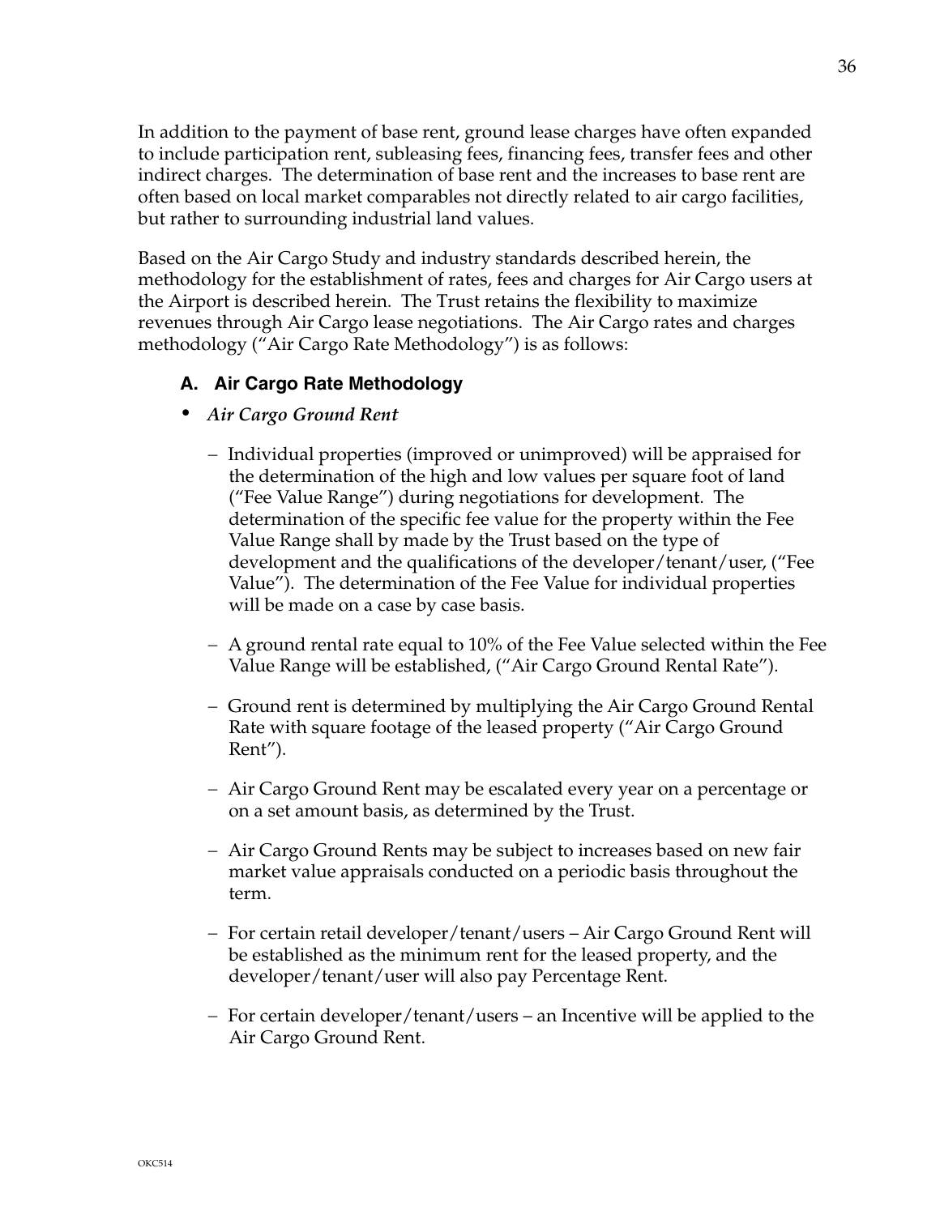In addition to the payment of base rent, ground lease charges have often expanded to include participation rent, subleasing fees, financing fees, transfer fees and other indirect charges. The determination of base rent and the increases to base rent are often based on local market comparables not directly related to air cargo facilities, but rather to surrounding industrial land values.

Based on the Air Cargo Study and industry standards described herein, the methodology for the establishment of rates, fees and charges for Air Cargo users at the Airport is described herein. The Trust retains the flexibility to maximize revenues through Air Cargo lease negotiations. The Air Cargo rates and charges methodology ("Air Cargo Rate Methodology") is as follows:

### A. Air Cargo Rate Methodology

- ***Air Cargo Ground Rent***
  - Individual properties (improved or unimproved) will be appraised for the determination of the high and low values per square foot of land ("Fee Value Range") during negotiations for development. The determination of the specific fee value for the property within the Fee Value Range shall by made by the Trust based on the type of development and the qualifications of the developer/tenant/user, ("Fee Value"). The determination of the Fee Value for individual properties will be made on a case by case basis.
  - A ground rental rate equal to 10% of the Fee Value selected within the Fee Value Range will be established, ("Air Cargo Ground Rental Rate").
  - Ground rent is determined by multiplying the Air Cargo Ground Rental Rate with square footage of the leased property ("Air Cargo Ground Rent").
  - Air Cargo Ground Rent may be escalated every year on a percentage or on a set amount basis, as determined by the Trust.
  - Air Cargo Ground Rents may be subject to increases based on new fair market value appraisals conducted on a periodic basis throughout the term.
  - For certain retail developer/tenant/users – Air Cargo Ground Rent will be established as the minimum rent for the leased property, and the developer/tenant/user will also pay Percentage Rent.
  - For certain developer/tenant/users – an Incentive will be applied to the Air Cargo Ground Rent.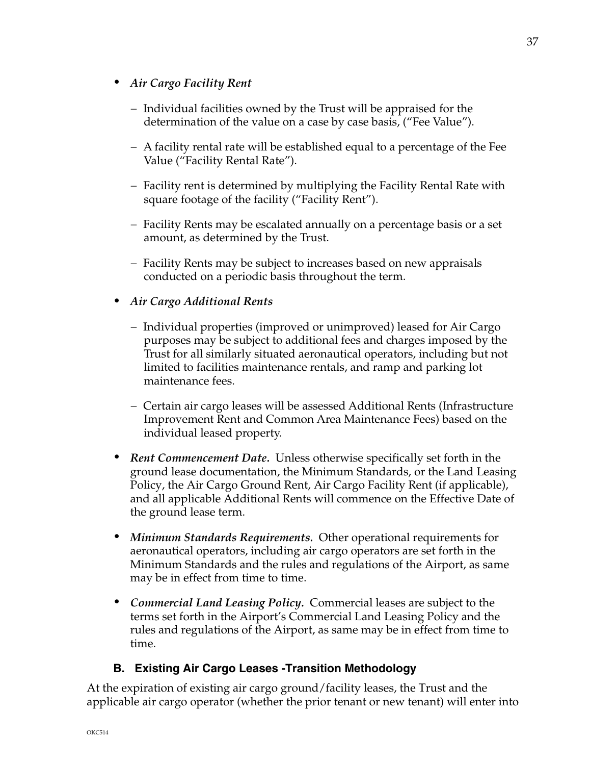- ***Air Cargo Facility Rent***

  - Individual facilities owned by the Trust will be appraised for the determination of the value on a case by case basis, ("Fee Value").

  - A facility rental rate will be established equal to a percentage of the Fee Value ("Facility Rental Rate").

  - Facility rent is determined by multiplying the Facility Rental Rate with square footage of the facility ("Facility Rent").

  - Facility Rents may be escalated annually on a percentage basis or a set amount, as determined by the Trust.

  - Facility Rents may be subject to increases based on new appraisals conducted on a periodic basis throughout the term.

- ***Air Cargo Additional Rents***

  - Individual properties (improved or unimproved) leased for Air Cargo purposes may be subject to additional fees and charges imposed by the Trust for all similarly situated aeronautical operators, including but not limited to facilities maintenance rentals, and ramp and parking lot maintenance fees.

  - Certain air cargo leases will be assessed Additional Rents (Infrastructure Improvement Rent and Common Area Maintenance Fees) based on the individual leased property.

- ***Rent Commencement Date.*** Unless otherwise specifically set forth in the ground lease documentation, the Minimum Standards, or the Land Leasing Policy, the Air Cargo Ground Rent, Air Cargo Facility Rent (if applicable), and all applicable Additional Rents will commence on the Effective Date of the ground lease term.

- ***Minimum Standards Requirements.*** Other operational requirements for aeronautical operators, including air cargo operators are set forth in the Minimum Standards and the rules and regulations of the Airport, as same may be in effect from time to time.

- ***Commercial Land Leasing Policy.*** Commercial leases are subject to the terms set forth in the Airport's Commercial Land Leasing Policy and the rules and regulations of the Airport, as same may be in effect from time to time.

### B. Existing Air Cargo Leases -Transition Methodology

At the expiration of existing air cargo ground/facility leases, the Trust and the applicable air cargo operator (whether the prior tenant or new tenant) will enter into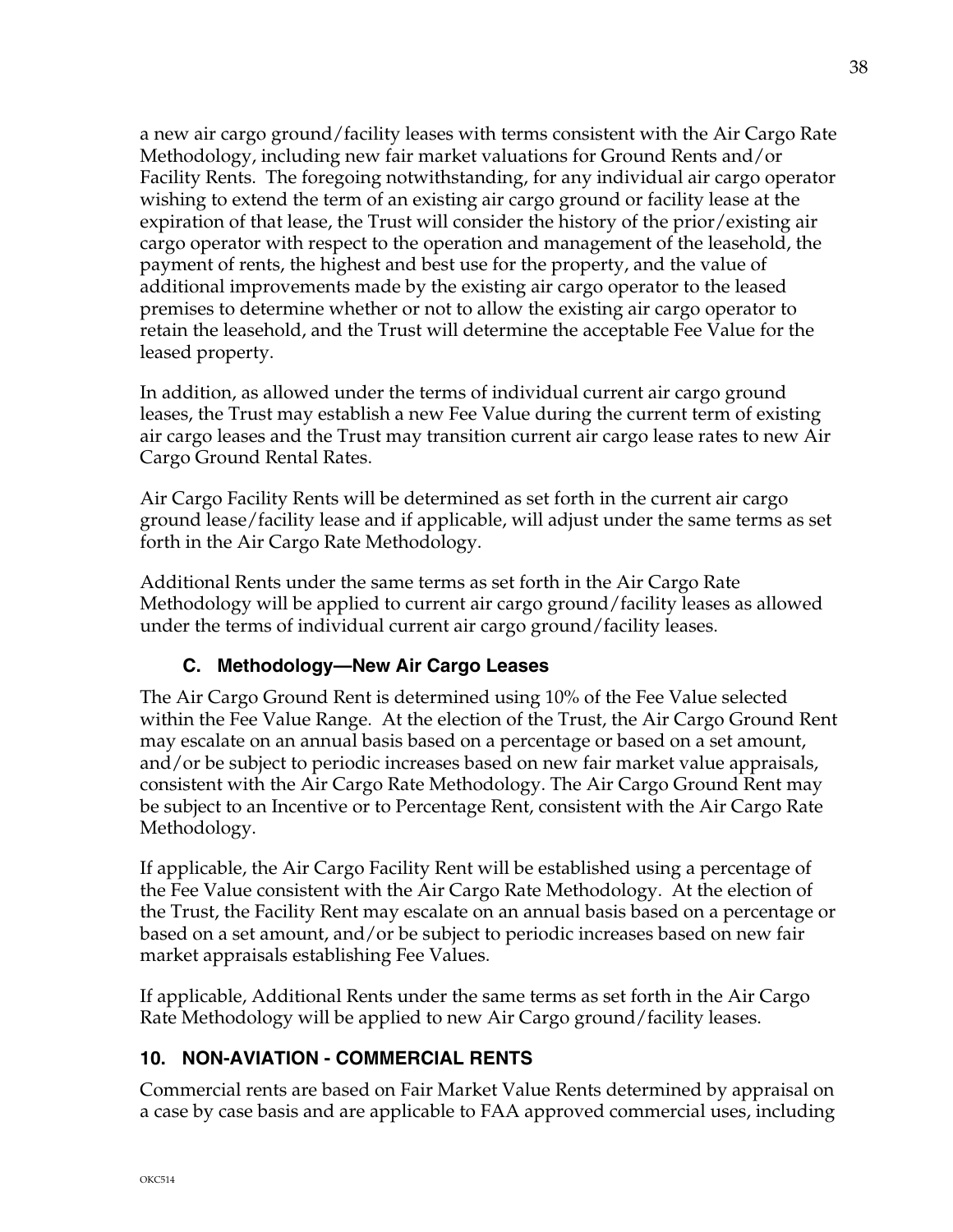a new air cargo ground/facility leases with terms consistent with the Air Cargo Rate Methodology, including new fair market valuations for Ground Rents and/or Facility Rents. The foregoing notwithstanding, for any individual air cargo operator wishing to extend the term of an existing air cargo ground or facility lease at the expiration of that lease, the Trust will consider the history of the prior/existing air cargo operator with respect to the operation and management of the leasehold, the payment of rents, the highest and best use for the property, and the value of additional improvements made by the existing air cargo operator to the leased premises to determine whether or not to allow the existing air cargo operator to retain the leasehold, and the Trust will determine the acceptable Fee Value for the leased property.

In addition, as allowed under the terms of individual current air cargo ground leases, the Trust may establish a new Fee Value during the current term of existing air cargo leases and the Trust may transition current air cargo lease rates to new Air Cargo Ground Rental Rates.

Air Cargo Facility Rents will be determined as set forth in the current air cargo ground lease/facility lease and if applicable, will adjust under the same terms as set forth in the Air Cargo Rate Methodology.

Additional Rents under the same terms as set forth in the Air Cargo Rate Methodology will be applied to current air cargo ground/facility leases as allowed under the terms of individual current air cargo ground/facility leases.

### C. Methodology—New Air Cargo Leases

The Air Cargo Ground Rent is determined using 10% of the Fee Value selected within the Fee Value Range. At the election of the Trust, the Air Cargo Ground Rent may escalate on an annual basis based on a percentage or based on a set amount, and/or be subject to periodic increases based on new fair market value appraisals, consistent with the Air Cargo Rate Methodology. The Air Cargo Ground Rent may be subject to an Incentive or to Percentage Rent, consistent with the Air Cargo Rate Methodology.

If applicable, the Air Cargo Facility Rent will be established using a percentage of the Fee Value consistent with the Air Cargo Rate Methodology. At the election of the Trust, the Facility Rent may escalate on an annual basis based on a percentage or based on a set amount, and/or be subject to periodic increases based on new fair market appraisals establishing Fee Values.

If applicable, Additional Rents under the same terms as set forth in the Air Cargo Rate Methodology will be applied to new Air Cargo ground/facility leases.

## 10. NON-AVIATION - COMMERCIAL RENTS

Commercial rents are based on Fair Market Value Rents determined by appraisal on a case by case basis and are applicable to FAA approved commercial uses, including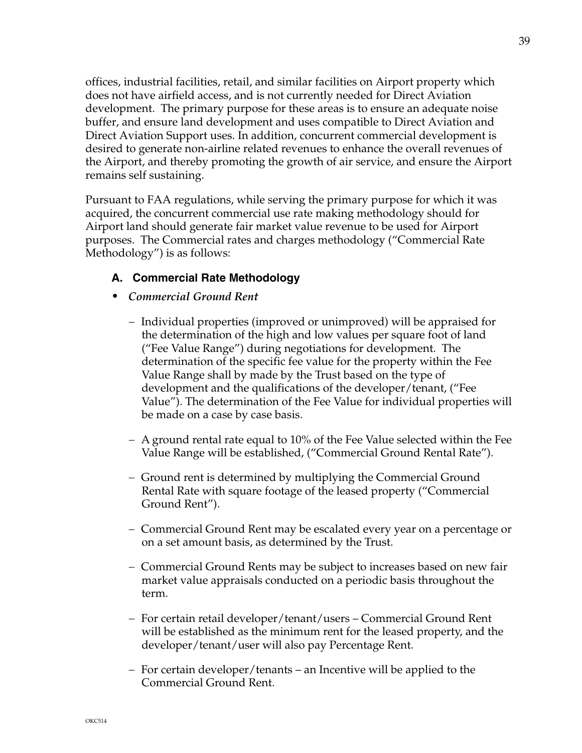offices, industrial facilities, retail, and similar facilities on Airport property which does not have airfield access, and is not currently needed for Direct Aviation development. The primary purpose for these areas is to ensure an adequate noise buffer, and ensure land development and uses compatible to Direct Aviation and Direct Aviation Support uses. In addition, concurrent commercial development is desired to generate non-airline related revenues to enhance the overall revenues of the Airport, and thereby promoting the growth of air service, and ensure the Airport remains self sustaining.

Pursuant to FAA regulations, while serving the primary purpose for which it was acquired, the concurrent commercial use rate making methodology should for Airport land should generate fair market value revenue to be used for Airport purposes. The Commercial rates and charges methodology ("Commercial Rate Methodology") is as follows:

### A. Commercial Rate Methodology

- ***Commercial Ground Rent***
  - Individual properties (improved or unimproved) will be appraised for the determination of the high and low values per square foot of land ("Fee Value Range") during negotiations for development. The determination of the specific fee value for the property within the Fee Value Range shall by made by the Trust based on the type of development and the qualifications of the developer/tenant, ("Fee Value"). The determination of the Fee Value for individual properties will be made on a case by case basis.
  - A ground rental rate equal to 10% of the Fee Value selected within the Fee Value Range will be established, ("Commercial Ground Rental Rate").
  - Ground rent is determined by multiplying the Commercial Ground Rental Rate with square footage of the leased property ("Commercial Ground Rent").
  - Commercial Ground Rent may be escalated every year on a percentage or on a set amount basis, as determined by the Trust.
  - Commercial Ground Rents may be subject to increases based on new fair market value appraisals conducted on a periodic basis throughout the term.
  - For certain retail developer/tenant/users – Commercial Ground Rent will be established as the minimum rent for the leased property, and the developer/tenant/user will also pay Percentage Rent.
  - For certain developer/tenants – an Incentive will be applied to the Commercial Ground Rent.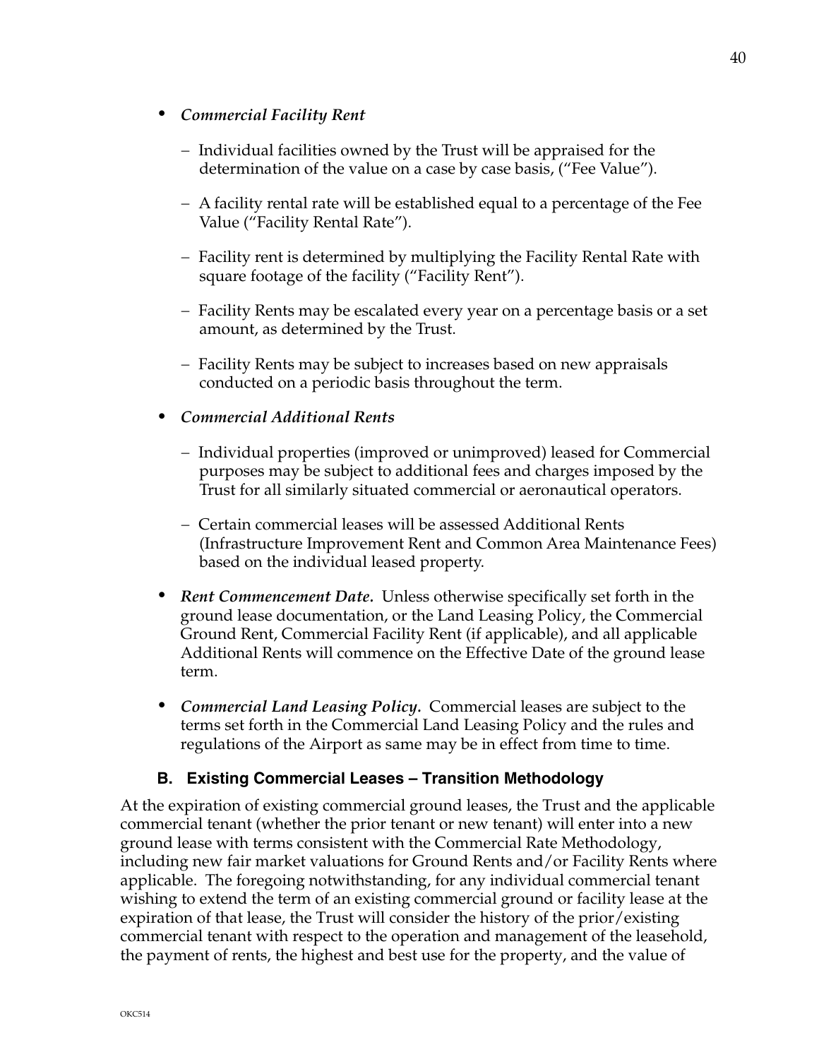- ***Commercial Facility Rent***

  - Individual facilities owned by the Trust will be appraised for the determination of the value on a case by case basis, ("Fee Value").

  - A facility rental rate will be established equal to a percentage of the Fee Value ("Facility Rental Rate").

  - Facility rent is determined by multiplying the Facility Rental Rate with square footage of the facility ("Facility Rent").

  - Facility Rents may be escalated every year on a percentage basis or a set amount, as determined by the Trust.

  - Facility Rents may be subject to increases based on new appraisals conducted on a periodic basis throughout the term.

- ***Commercial Additional Rents***

  - Individual properties (improved or unimproved) leased for Commercial purposes may be subject to additional fees and charges imposed by the Trust for all similarly situated commercial or aeronautical operators.

  - Certain commercial leases will be assessed Additional Rents (Infrastructure Improvement Rent and Common Area Maintenance Fees) based on the individual leased property.

- ***Rent Commencement Date.*** Unless otherwise specifically set forth in the ground lease documentation, or the Land Leasing Policy, the Commercial Ground Rent, Commercial Facility Rent (if applicable), and all applicable Additional Rents will commence on the Effective Date of the ground lease term.

- ***Commercial Land Leasing Policy.*** Commercial leases are subject to the terms set forth in the Commercial Land Leasing Policy and the rules and regulations of the Airport as same may be in effect from time to time.

### B. Existing Commercial Leases – Transition Methodology

At the expiration of existing commercial ground leases, the Trust and the applicable commercial tenant (whether the prior tenant or new tenant) will enter into a new ground lease with terms consistent with the Commercial Rate Methodology, including new fair market valuations for Ground Rents and/or Facility Rents where applicable. The foregoing notwithstanding, for any individual commercial tenant wishing to extend the term of an existing commercial ground or facility lease at the expiration of that lease, the Trust will consider the history of the prior/existing commercial tenant with respect to the operation and management of the leasehold, the payment of rents, the highest and best use for the property, and the value of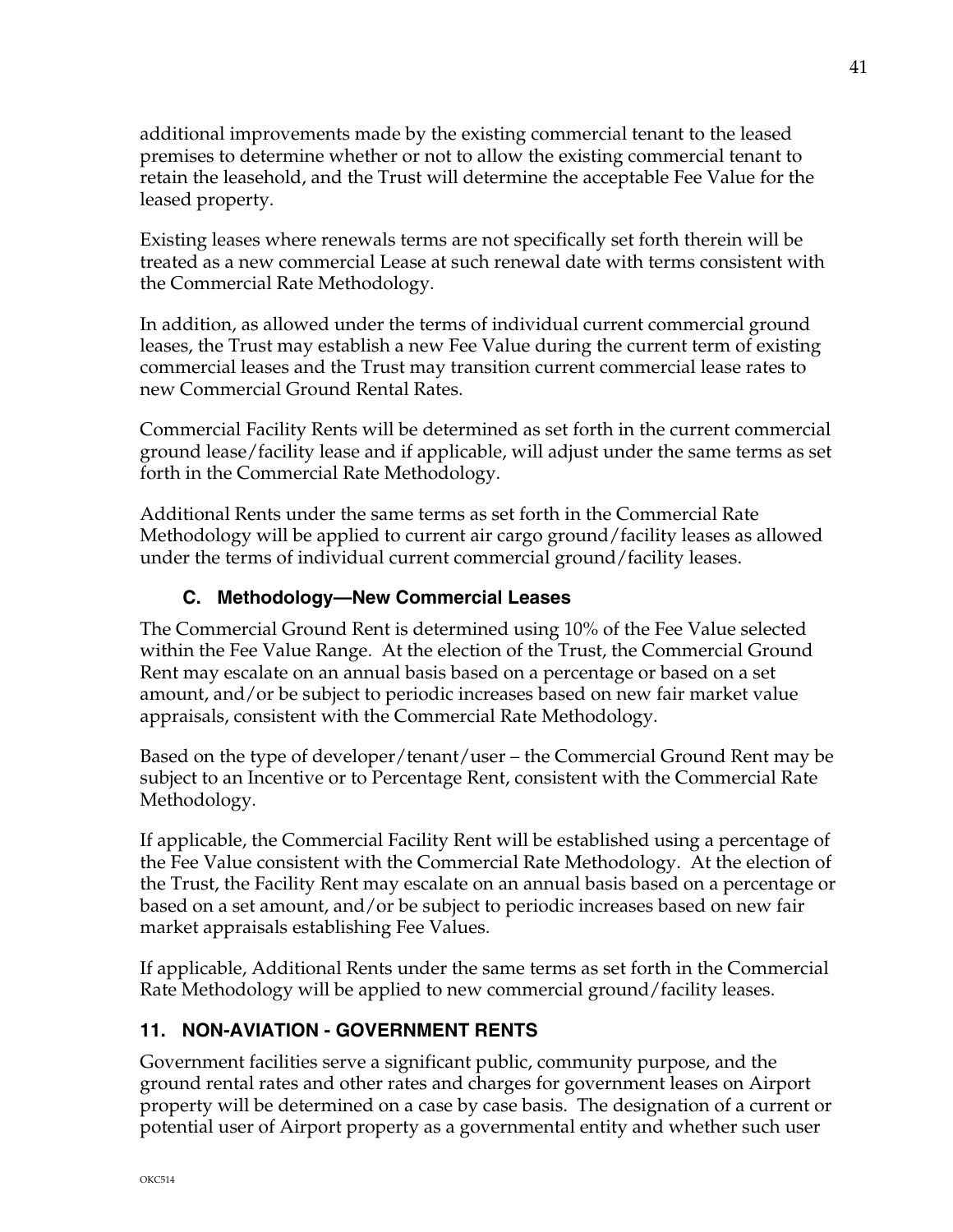additional improvements made by the existing commercial tenant to the leased premises to determine whether or not to allow the existing commercial tenant to retain the leasehold, and the Trust will determine the acceptable Fee Value for the leased property.

Existing leases where renewals terms are not specifically set forth therein will be treated as a new commercial Lease at such renewal date with terms consistent with the Commercial Rate Methodology.

In addition, as allowed under the terms of individual current commercial ground leases, the Trust may establish a new Fee Value during the current term of existing commercial leases and the Trust may transition current commercial lease rates to new Commercial Ground Rental Rates.

Commercial Facility Rents will be determined as set forth in the current commercial ground lease/facility lease and if applicable, will adjust under the same terms as set forth in the Commercial Rate Methodology.

Additional Rents under the same terms as set forth in the Commercial Rate Methodology will be applied to current air cargo ground/facility leases as allowed under the terms of individual current commercial ground/facility leases.

### C. Methodology—New Commercial Leases

The Commercial Ground Rent is determined using 10% of the Fee Value selected within the Fee Value Range. At the election of the Trust, the Commercial Ground Rent may escalate on an annual basis based on a percentage or based on a set amount, and/or be subject to periodic increases based on new fair market value appraisals, consistent with the Commercial Rate Methodology.

Based on the type of developer/tenant/user – the Commercial Ground Rent may be subject to an Incentive or to Percentage Rent, consistent with the Commercial Rate Methodology.

If applicable, the Commercial Facility Rent will be established using a percentage of the Fee Value consistent with the Commercial Rate Methodology. At the election of the Trust, the Facility Rent may escalate on an annual basis based on a percentage or based on a set amount, and/or be subject to periodic increases based on new fair market appraisals establishing Fee Values.

If applicable, Additional Rents under the same terms as set forth in the Commercial Rate Methodology will be applied to new commercial ground/facility leases.

## 11. NON-AVIATION - GOVERNMENT RENTS

Government facilities serve a significant public, community purpose, and the ground rental rates and other rates and charges for government leases on Airport property will be determined on a case by case basis. The designation of a current or potential user of Airport property as a governmental entity and whether such user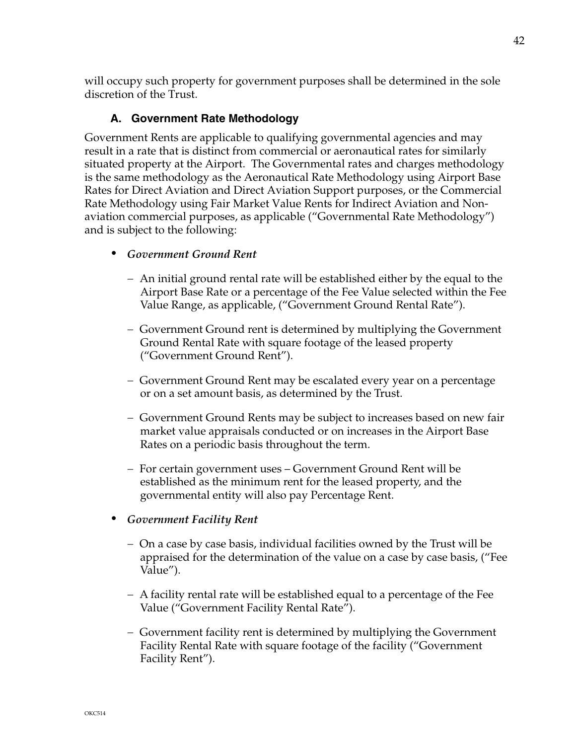will occupy such property for government purposes shall be determined in the sole discretion of the Trust.

### A. Government Rate Methodology

Government Rents are applicable to qualifying governmental agencies and may result in a rate that is distinct from commercial or aeronautical rates for similarly situated property at the Airport. The Governmental rates and charges methodology is the same methodology as the Aeronautical Rate Methodology using Airport Base Rates for Direct Aviation and Direct Aviation Support purposes, or the Commercial Rate Methodology using Fair Market Value Rents for Indirect Aviation and Non-aviation commercial purposes, as applicable ("Governmental Rate Methodology") and is subject to the following:

- ***Government Ground Rent***
  - An initial ground rental rate will be established either by the equal to the Airport Base Rate or a percentage of the Fee Value selected within the Fee Value Range, as applicable, ("Government Ground Rental Rate").
  - Government Ground rent is determined by multiplying the Government Ground Rental Rate with square footage of the leased property ("Government Ground Rent").
  - Government Ground Rent may be escalated every year on a percentage or on a set amount basis, as determined by the Trust.
  - Government Ground Rents may be subject to increases based on new fair market value appraisals conducted or on increases in the Airport Base Rates on a periodic basis throughout the term.
  - For certain government uses – Government Ground Rent will be established as the minimum rent for the leased property, and the governmental entity will also pay Percentage Rent.
- ***Government Facility Rent***
  - On a case by case basis, individual facilities owned by the Trust will be appraised for the determination of the value on a case by case basis, ("Fee Value").
  - A facility rental rate will be established equal to a percentage of the Fee Value ("Government Facility Rental Rate").
  - Government facility rent is determined by multiplying the Government Facility Rental Rate with square footage of the facility ("Government Facility Rent").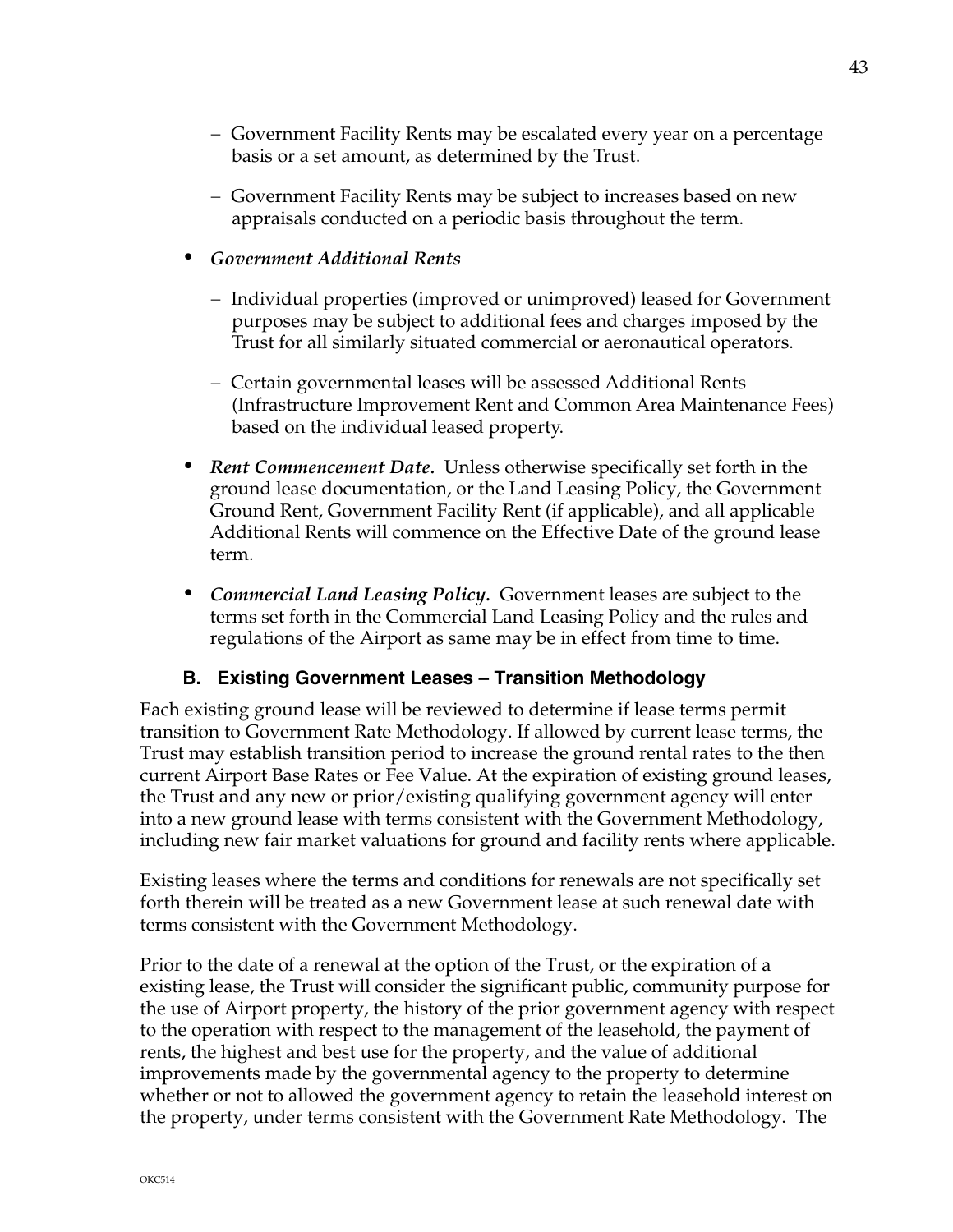- Government Facility Rents may be escalated every year on a percentage basis or a set amount, as determined by the Trust.

- Government Facility Rents may be subject to increases based on new appraisals conducted on a periodic basis throughout the term.

- ***Government Additional Rents***

  - Individual properties (improved or unimproved) leased for Government purposes may be subject to additional fees and charges imposed by the Trust for all similarly situated commercial or aeronautical operators.

  - Certain governmental leases will be assessed Additional Rents (Infrastructure Improvement Rent and Common Area Maintenance Fees) based on the individual leased property.

- ***Rent Commencement Date.*** Unless otherwise specifically set forth in the ground lease documentation, or the Land Leasing Policy, the Government Ground Rent, Government Facility Rent (if applicable), and all applicable Additional Rents will commence on the Effective Date of the ground lease term.

- ***Commercial Land Leasing Policy.*** Government leases are subject to the terms set forth in the Commercial Land Leasing Policy and the rules and regulations of the Airport as same may be in effect from time to time.

### B. Existing Government Leases – Transition Methodology

Each existing ground lease will be reviewed to determine if lease terms permit transition to Government Rate Methodology. If allowed by current lease terms, the Trust may establish transition period to increase the ground rental rates to the then current Airport Base Rates or Fee Value. At the expiration of existing ground leases, the Trust and any new or prior/existing qualifying government agency will enter into a new ground lease with terms consistent with the Government Methodology, including new fair market valuations for ground and facility rents where applicable.

Existing leases where the terms and conditions for renewals are not specifically set forth therein will be treated as a new Government lease at such renewal date with terms consistent with the Government Methodology.

Prior to the date of a renewal at the option of the Trust, or the expiration of a existing lease, the Trust will consider the significant public, community purpose for the use of Airport property, the history of the prior government agency with respect to the operation with respect to the management of the leasehold, the payment of rents, the highest and best use for the property, and the value of additional improvements made by the governmental agency to the property to determine whether or not to allowed the government agency to retain the leasehold interest on the property, under terms consistent with the Government Rate Methodology. The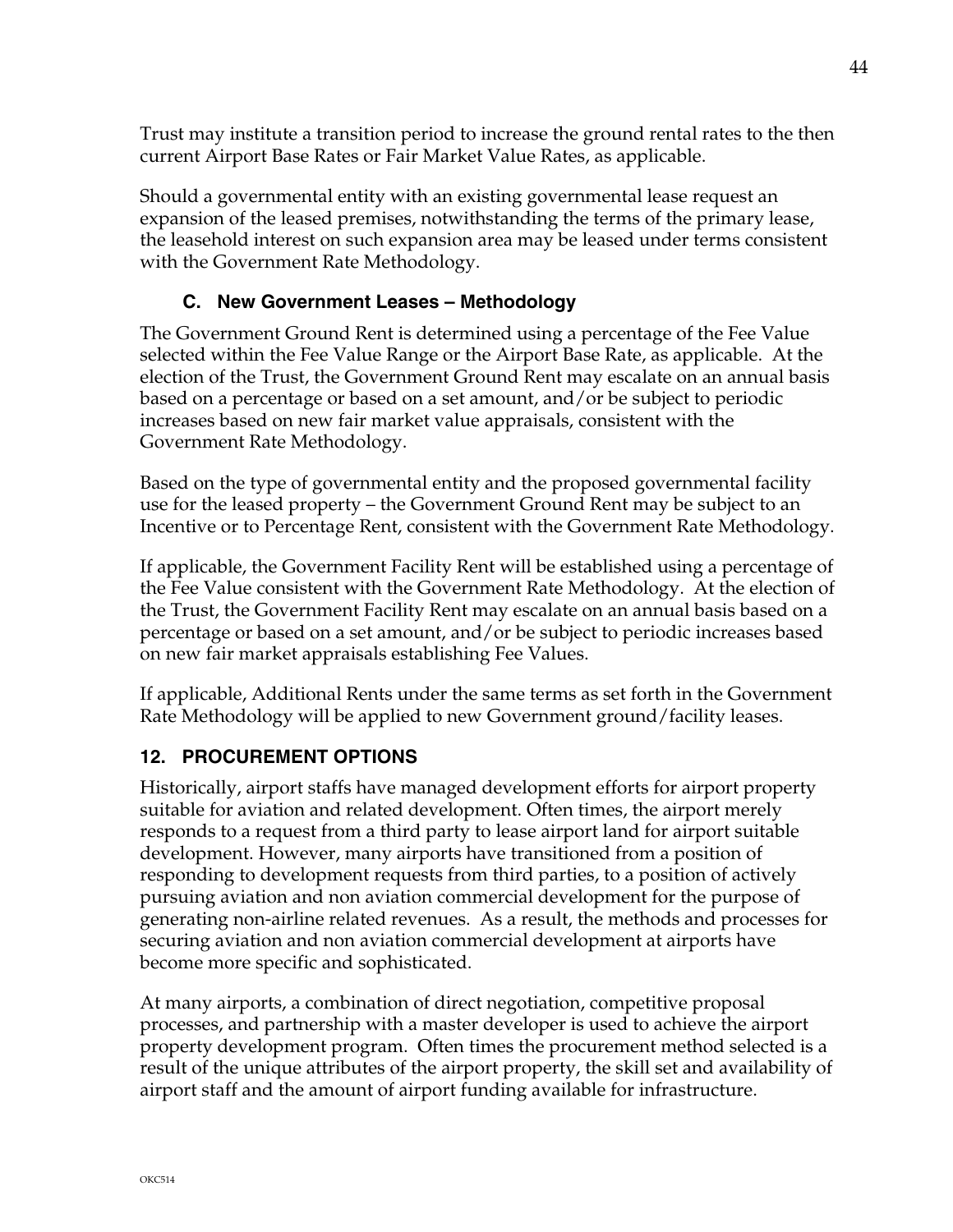Trust may institute a transition period to increase the ground rental rates to the then current Airport Base Rates or Fair Market Value Rates, as applicable.

Should a governmental entity with an existing governmental lease request an expansion of the leased premises, notwithstanding the terms of the primary lease, the leasehold interest on such expansion area may be leased under terms consistent with the Government Rate Methodology.

### C. New Government Leases – Methodology

The Government Ground Rent is determined using a percentage of the Fee Value selected within the Fee Value Range or the Airport Base Rate, as applicable. At the election of the Trust, the Government Ground Rent may escalate on an annual basis based on a percentage or based on a set amount, and/or be subject to periodic increases based on new fair market value appraisals, consistent with the Government Rate Methodology.

Based on the type of governmental entity and the proposed governmental facility use for the leased property – the Government Ground Rent may be subject to an Incentive or to Percentage Rent, consistent with the Government Rate Methodology.

If applicable, the Government Facility Rent will be established using a percentage of the Fee Value consistent with the Government Rate Methodology. At the election of the Trust, the Government Facility Rent may escalate on an annual basis based on a percentage or based on a set amount, and/or be subject to periodic increases based on new fair market appraisals establishing Fee Values.

If applicable, Additional Rents under the same terms as set forth in the Government Rate Methodology will be applied to new Government ground/facility leases.

## 12. PROCUREMENT OPTIONS

Historically, airport staffs have managed development efforts for airport property suitable for aviation and related development. Often times, the airport merely responds to a request from a third party to lease airport land for airport suitable development. However, many airports have transitioned from a position of responding to development requests from third parties, to a position of actively pursuing aviation and non aviation commercial development for the purpose of generating non-airline related revenues. As a result, the methods and processes for securing aviation and non aviation commercial development at airports have become more specific and sophisticated.

At many airports, a combination of direct negotiation, competitive proposal processes, and partnership with a master developer is used to achieve the airport property development program. Often times the procurement method selected is a result of the unique attributes of the airport property, the skill set and availability of airport staff and the amount of airport funding available for infrastructure.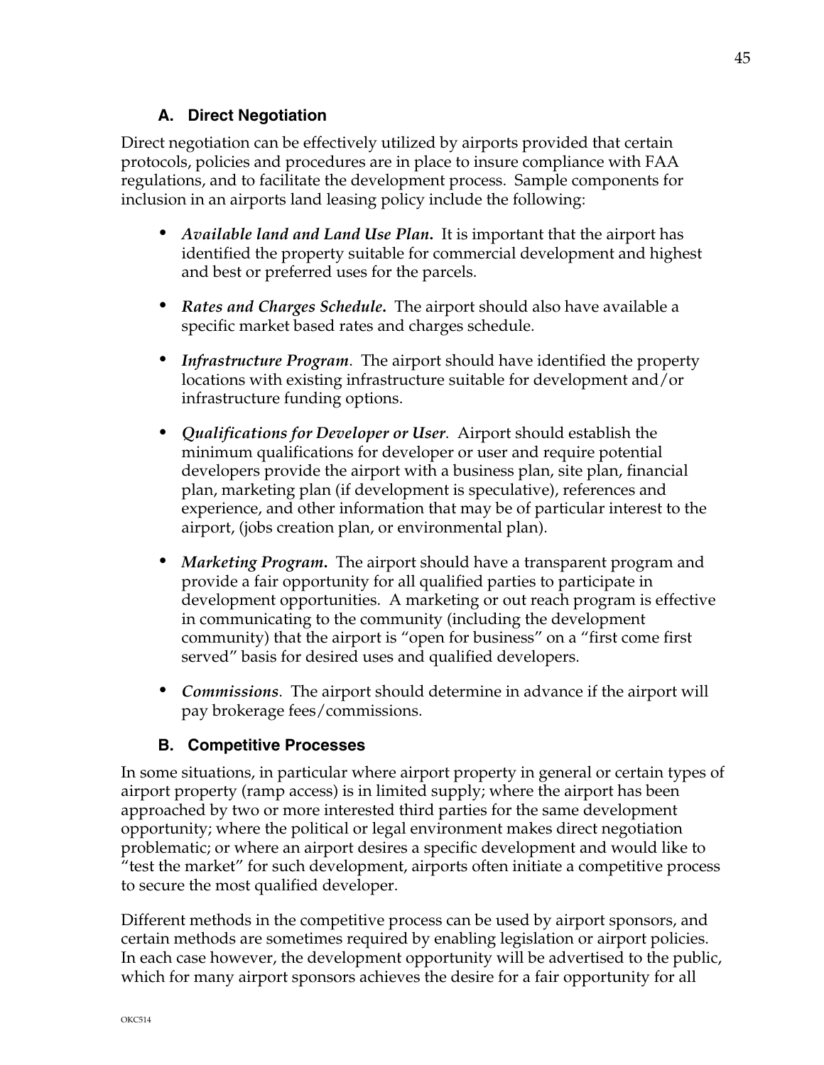### A. Direct Negotiation

Direct negotiation can be effectively utilized by airports provided that certain protocols, policies and procedures are in place to insure compliance with FAA regulations, and to facilitate the development process. Sample components for inclusion in an airports land leasing policy include the following:

- ***Available land and Land Use Plan.*** It is important that the airport has identified the property suitable for commercial development and highest and best or preferred uses for the parcels.
- ***Rates and Charges Schedule.*** The airport should also have available a specific market based rates and charges schedule.
- ***Infrastructure Program***. The airport should have identified the property locations with existing infrastructure suitable for development and/or infrastructure funding options.
- ***Qualifications for Developer or User***. Airport should establish the minimum qualifications for developer or user and require potential developers provide the airport with a business plan, site plan, financial plan, marketing plan (if development is speculative), references and experience, and other information that may be of particular interest to the airport, (jobs creation plan, or environmental plan).
- ***Marketing Program.*** The airport should have a transparent program and provide a fair opportunity for all qualified parties to participate in development opportunities. A marketing or out reach program is effective in communicating to the community (including the development community) that the airport is "open for business" on a "first come first served" basis for desired uses and qualified developers.
- ***Commissions***. The airport should determine in advance if the airport will pay brokerage fees/commissions.

### B. Competitive Processes

In some situations, in particular where airport property in general or certain types of airport property (ramp access) is in limited supply; where the airport has been approached by two or more interested third parties for the same development opportunity; where the political or legal environment makes direct negotiation problematic; or where an airport desires a specific development and would like to "test the market" for such development, airports often initiate a competitive process to secure the most qualified developer.

Different methods in the competitive process can be used by airport sponsors, and certain methods are sometimes required by enabling legislation or airport policies. In each case however, the development opportunity will be advertised to the public, which for many airport sponsors achieves the desire for a fair opportunity for all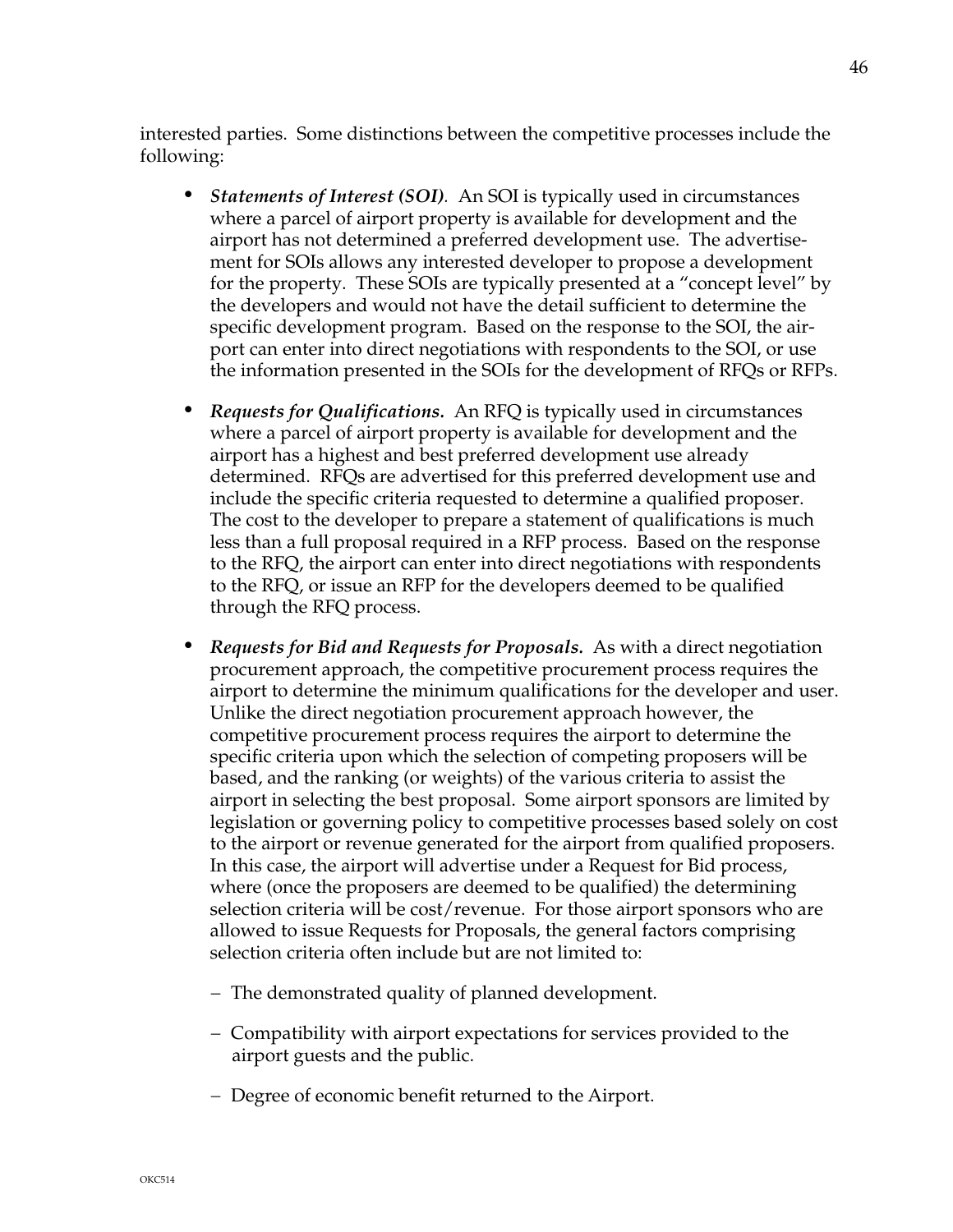interested parties. Some distinctions between the competitive processes include the following:

- ***Statements of Interest (SOI).*** An SOI is typically used in circumstances where a parcel of airport property is available for development and the airport has not determined a preferred development use. The advertisement for SOIs allows any interested developer to propose a development for the property. These SOIs are typically presented at a "concept level" by the developers and would not have the detail sufficient to determine the specific development program. Based on the response to the SOI, the airport can enter into direct negotiations with respondents to the SOI, or use the information presented in the SOIs for the development of RFQs or RFPs.

- ***Requests for Qualifications.*** An RFQ is typically used in circumstances where a parcel of airport property is available for development and the airport has a highest and best preferred development use already determined. RFQs are advertised for this preferred development use and include the specific criteria requested to determine a qualified proposer. The cost to the developer to prepare a statement of qualifications is much less than a full proposal required in a RFP process. Based on the response to the RFQ, the airport can enter into direct negotiations with respondents to the RFQ, or issue an RFP for the developers deemed to be qualified through the RFQ process.

- ***Requests for Bid and Requests for Proposals.*** As with a direct negotiation procurement approach, the competitive procurement process requires the airport to determine the minimum qualifications for the developer and user. Unlike the direct negotiation procurement approach however, the competitive procurement process requires the airport to determine the specific criteria upon which the selection of competing proposers will be based, and the ranking (or weights) of the various criteria to assist the airport in selecting the best proposal. Some airport sponsors are limited by legislation or governing policy to competitive processes based solely on cost to the airport or revenue generated for the airport from qualified proposers. In this case, the airport will advertise under a Request for Bid process, where (once the proposers are deemed to be qualified) the determining selection criteria will be cost/revenue. For those airport sponsors who are allowed to issue Requests for Proposals, the general factors comprising selection criteria often include but are not limited to:

  - The demonstrated quality of planned development.

  - Compatibility with airport expectations for services provided to the airport guests and the public.

  - Degree of economic benefit returned to the Airport.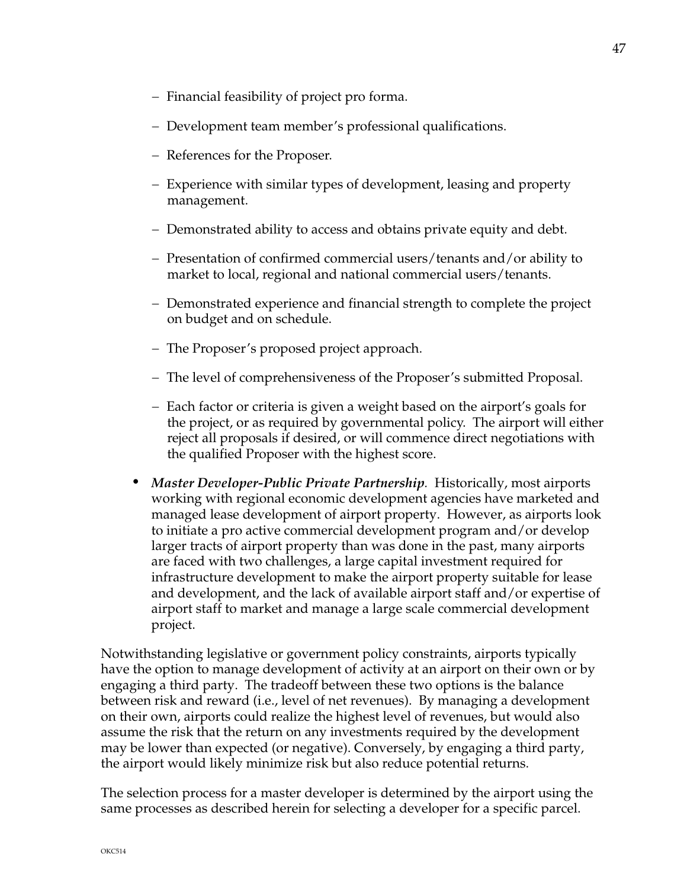- Financial feasibility of project pro forma.
  - Development team member's professional qualifications.
  - References for the Proposer.
  - Experience with similar types of development, leasing and property management.
  - Demonstrated ability to access and obtains private equity and debt.
  - Presentation of confirmed commercial users/tenants and/or ability to market to local, regional and national commercial users/tenants.
  - Demonstrated experience and financial strength to complete the project on budget and on schedule.
  - The Proposer's proposed project approach.
  - The level of comprehensiveness of the Proposer's submitted Proposal.
  - Each factor or criteria is given a weight based on the airport's goals for the project, or as required by governmental policy. The airport will either reject all proposals if desired, or will commence direct negotiations with the qualified Proposer with the highest score.

- ***Master Developer-Public Private Partnership***. Historically, most airports working with regional economic development agencies have marketed and managed lease development of airport property. However, as airports look to initiate a pro active commercial development program and/or develop larger tracts of airport property than was done in the past, many airports are faced with two challenges, a large capital investment required for infrastructure development to make the airport property suitable for lease and development, and the lack of available airport staff and/or expertise of airport staff to market and manage a large scale commercial development project.

Notwithstanding legislative or government policy constraints, airports typically have the option to manage development of activity at an airport on their own or by engaging a third party. The tradeoff between these two options is the balance between risk and reward (i.e., level of net revenues). By managing a development on their own, airports could realize the highest level of revenues, but would also assume the risk that the return on any investments required by the development may be lower than expected (or negative). Conversely, by engaging a third party, the airport would likely minimize risk but also reduce potential returns.

The selection process for a master developer is determined by the airport using the same processes as described herein for selecting a developer for a specific parcel.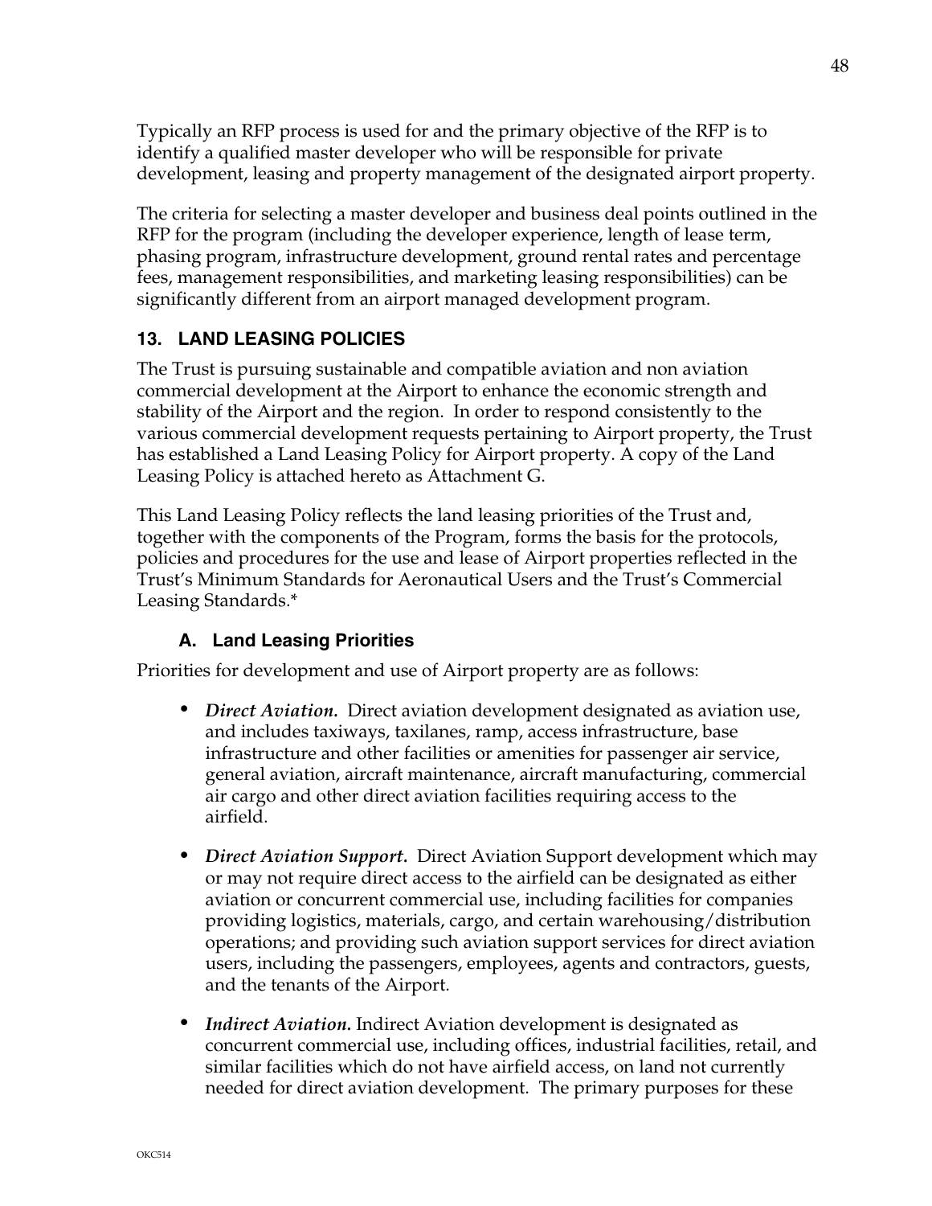Typically an RFP process is used for and the primary objective of the RFP is to identify a qualified master developer who will be responsible for private development, leasing and property management of the designated airport property.

The criteria for selecting a master developer and business deal points outlined in the RFP for the program (including the developer experience, length of lease term, phasing program, infrastructure development, ground rental rates and percentage fees, management responsibilities, and marketing leasing responsibilities) can be significantly different from an airport managed development program.

## 13. LAND LEASING POLICIES

The Trust is pursuing sustainable and compatible aviation and non aviation commercial development at the Airport to enhance the economic strength and stability of the Airport and the region. In order to respond consistently to the various commercial development requests pertaining to Airport property, the Trust has established a Land Leasing Policy for Airport property. A copy of the Land Leasing Policy is attached hereto as Attachment G.

This Land Leasing Policy reflects the land leasing priorities of the Trust and, together with the components of the Program, forms the basis for the protocols, policies and procedures for the use and lease of Airport properties reflected in the Trust's Minimum Standards for Aeronautical Users and the Trust's Commercial Leasing Standards.*

### A. Land Leasing Priorities

Priorities for development and use of Airport property are as follows:

- ***Direct Aviation.*** Direct aviation development designated as aviation use, and includes taxiways, taxilanes, ramp, access infrastructure, base infrastructure and other facilities or amenities for passenger air service, general aviation, aircraft maintenance, aircraft manufacturing, commercial air cargo and other direct aviation facilities requiring access to the airfield.
- ***Direct Aviation Support.*** Direct Aviation Support development which may or may not require direct access to the airfield can be designated as either aviation or concurrent commercial use, including facilities for companies providing logistics, materials, cargo, and certain warehousing/distribution operations; and providing such aviation support services for direct aviation users, including the passengers, employees, agents and contractors, guests, and the tenants of the Airport.
- ***Indirect Aviation.*** Indirect Aviation development is designated as concurrent commercial use, including offices, industrial facilities, retail, and similar facilities which do not have airfield access, on land not currently needed for direct aviation development. The primary purposes for these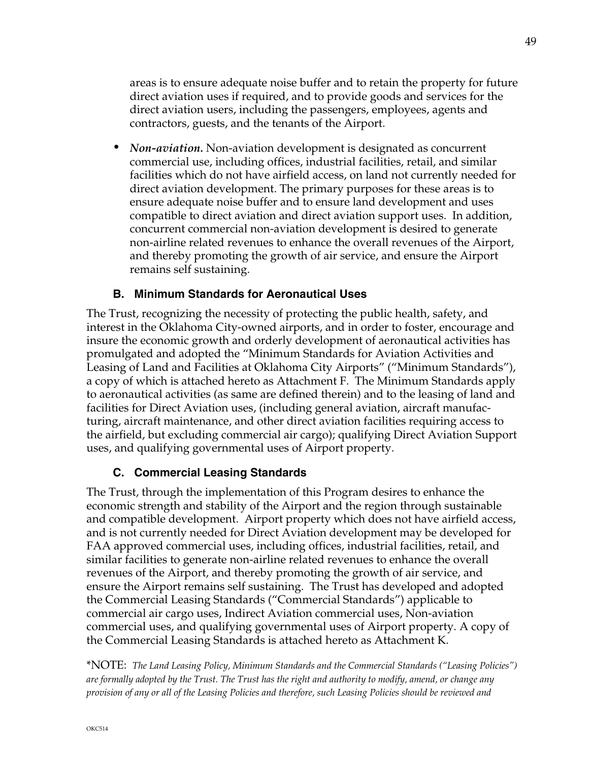areas is to ensure adequate noise buffer and to retain the property for future direct aviation uses if required, and to provide goods and services for the direct aviation users, including the passengers, employees, agents and contractors, guests, and the tenants of the Airport.

- ***Non-aviation.*** Non-aviation development is designated as concurrent commercial use, including offices, industrial facilities, retail, and similar facilities which do not have airfield access, on land not currently needed for direct aviation development. The primary purposes for these areas is to ensure adequate noise buffer and to ensure land development and uses compatible to direct aviation and direct aviation support uses. In addition, concurrent commercial non-aviation development is desired to generate non-airline related revenues to enhance the overall revenues of the Airport, and thereby promoting the growth of air service, and ensure the Airport remains self sustaining.

### B. Minimum Standards for Aeronautical Uses

The Trust, recognizing the necessity of protecting the public health, safety, and interest in the Oklahoma City-owned airports, and in order to foster, encourage and insure the economic growth and orderly development of aeronautical activities has promulgated and adopted the "Minimum Standards for Aviation Activities and Leasing of Land and Facilities at Oklahoma City Airports" ("Minimum Standards"), a copy of which is attached hereto as Attachment F. The Minimum Standards apply to aeronautical activities (as same are defined therein) and to the leasing of land and facilities for Direct Aviation uses, (including general aviation, aircraft manufacturing, aircraft maintenance, and other direct aviation facilities requiring access to the airfield, but excluding commercial air cargo); qualifying Direct Aviation Support uses, and qualifying governmental uses of Airport property.

### C. Commercial Leasing Standards

The Trust, through the implementation of this Program desires to enhance the economic strength and stability of the Airport and the region through sustainable and compatible development. Airport property which does not have airfield access, and is not currently needed for Direct Aviation development may be developed for FAA approved commercial uses, including offices, industrial facilities, retail, and similar facilities to generate non-airline related revenues to enhance the overall revenues of the Airport, and thereby promoting the growth of air service, and ensure the Airport remains self sustaining. The Trust has developed and adopted the Commercial Leasing Standards ("Commercial Standards") applicable to commercial air cargo uses, Indirect Aviation commercial uses, Non-aviation commercial uses, and qualifying governmental uses of Airport property. A copy of the Commercial Leasing Standards is attached hereto as Attachment K.

*NOTE: *The Land Leasing Policy, Minimum Standards and the Commercial Standards ("Leasing Policies") are formally adopted by the Trust. The Trust has the right and authority to modify, amend, or change any provision of any or all of the Leasing Policies and therefore, such Leasing Policies should be reviewed and*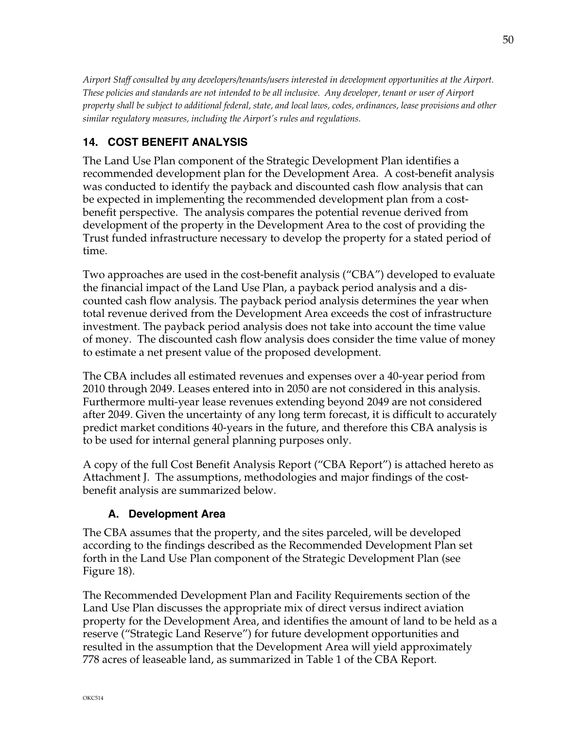*Airport Staff consulted by any developers/tenants/users interested in development opportunities at the Airport. These policies and standards are not intended to be all inclusive. Any developer, tenant or user of Airport property shall be subject to additional federal, state, and local laws, codes, ordinances, lease provisions and other similar regulatory measures, including the Airport's rules and regulations.*

## 14. COST BENEFIT ANALYSIS

The Land Use Plan component of the Strategic Development Plan identifies a recommended development plan for the Development Area. A cost-benefit analysis was conducted to identify the payback and discounted cash flow analysis that can be expected in implementing the recommended development plan from a cost-benefit perspective. The analysis compares the potential revenue derived from development of the property in the Development Area to the cost of providing the Trust funded infrastructure necessary to develop the property for a stated period of time.

Two approaches are used in the cost-benefit analysis ("CBA") developed to evaluate the financial impact of the Land Use Plan, a payback period analysis and a discounted cash flow analysis. The payback period analysis determines the year when total revenue derived from the Development Area exceeds the cost of infrastructure investment. The payback period analysis does not take into account the time value of money. The discounted cash flow analysis does consider the time value of money to estimate a net present value of the proposed development.

The CBA includes all estimated revenues and expenses over a 40-year period from 2010 through 2049. Leases entered into in 2050 are not considered in this analysis. Furthermore multi-year lease revenues extending beyond 2049 are not considered after 2049. Given the uncertainty of any long term forecast, it is difficult to accurately predict market conditions 40-years in the future, and therefore this CBA analysis is to be used for internal general planning purposes only.

A copy of the full Cost Benefit Analysis Report ("CBA Report") is attached hereto as Attachment J. The assumptions, methodologies and major findings of the cost-benefit analysis are summarized below.

### A. Development Area

The CBA assumes that the property, and the sites parceled, will be developed according to the findings described as the Recommended Development Plan set forth in the Land Use Plan component of the Strategic Development Plan (see Figure 18).

The Recommended Development Plan and Facility Requirements section of the Land Use Plan discusses the appropriate mix of direct versus indirect aviation property for the Development Area, and identifies the amount of land to be held as a reserve ("Strategic Land Reserve") for future development opportunities and resulted in the assumption that the Development Area will yield approximately 778 acres of leaseable land, as summarized in Table 1 of the CBA Report.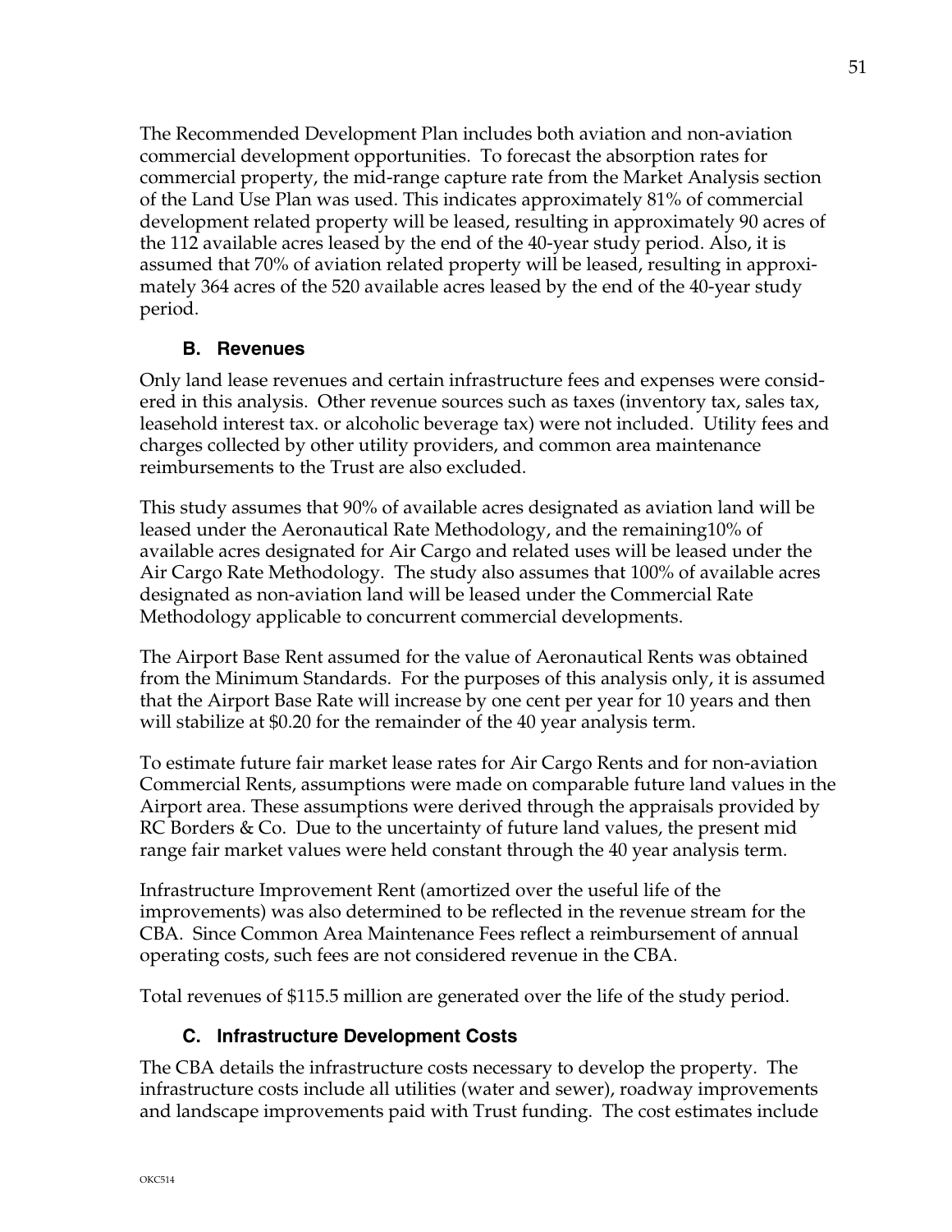The Recommended Development Plan includes both aviation and non-aviation commercial development opportunities. To forecast the absorption rates for commercial property, the mid-range capture rate from the Market Analysis section of the Land Use Plan was used. This indicates approximately 81% of commercial development related property will be leased, resulting in approximately 90 acres of the 112 available acres leased by the end of the 40-year study period. Also, it is assumed that 70% of aviation related property will be leased, resulting in approximately 364 acres of the 520 available acres leased by the end of the 40-year study period.

### B. Revenues

Only land lease revenues and certain infrastructure fees and expenses were considered in this analysis. Other revenue sources such as taxes (inventory tax, sales tax, leasehold interest tax. or alcoholic beverage tax) were not included. Utility fees and charges collected by other utility providers, and common area maintenance reimbursements to the Trust are also excluded.

This study assumes that 90% of available acres designated as aviation land will be leased under the Aeronautical Rate Methodology, and the remaining10% of available acres designated for Air Cargo and related uses will be leased under the Air Cargo Rate Methodology. The study also assumes that 100% of available acres designated as non-aviation land will be leased under the Commercial Rate Methodology applicable to concurrent commercial developments.

The Airport Base Rent assumed for the value of Aeronautical Rents was obtained from the Minimum Standards. For the purposes of this analysis only, it is assumed that the Airport Base Rate will increase by one cent per year for 10 years and then will stabilize at $0.20 for the remainder of the 40 year analysis term.

To estimate future fair market lease rates for Air Cargo Rents and for non-aviation Commercial Rents, assumptions were made on comparable future land values in the Airport area. These assumptions were derived through the appraisals provided by RC Borders & Co. Due to the uncertainty of future land values, the present mid range fair market values were held constant through the 40 year analysis term.

Infrastructure Improvement Rent (amortized over the useful life of the improvements) was also determined to be reflected in the revenue stream for the CBA. Since Common Area Maintenance Fees reflect a reimbursement of annual operating costs, such fees are not considered revenue in the CBA.

Total revenues of $115.5 million are generated over the life of the study period.

### C. Infrastructure Development Costs

The CBA details the infrastructure costs necessary to develop the property. The infrastructure costs include all utilities (water and sewer), roadway improvements and landscape improvements paid with Trust funding. The cost estimates include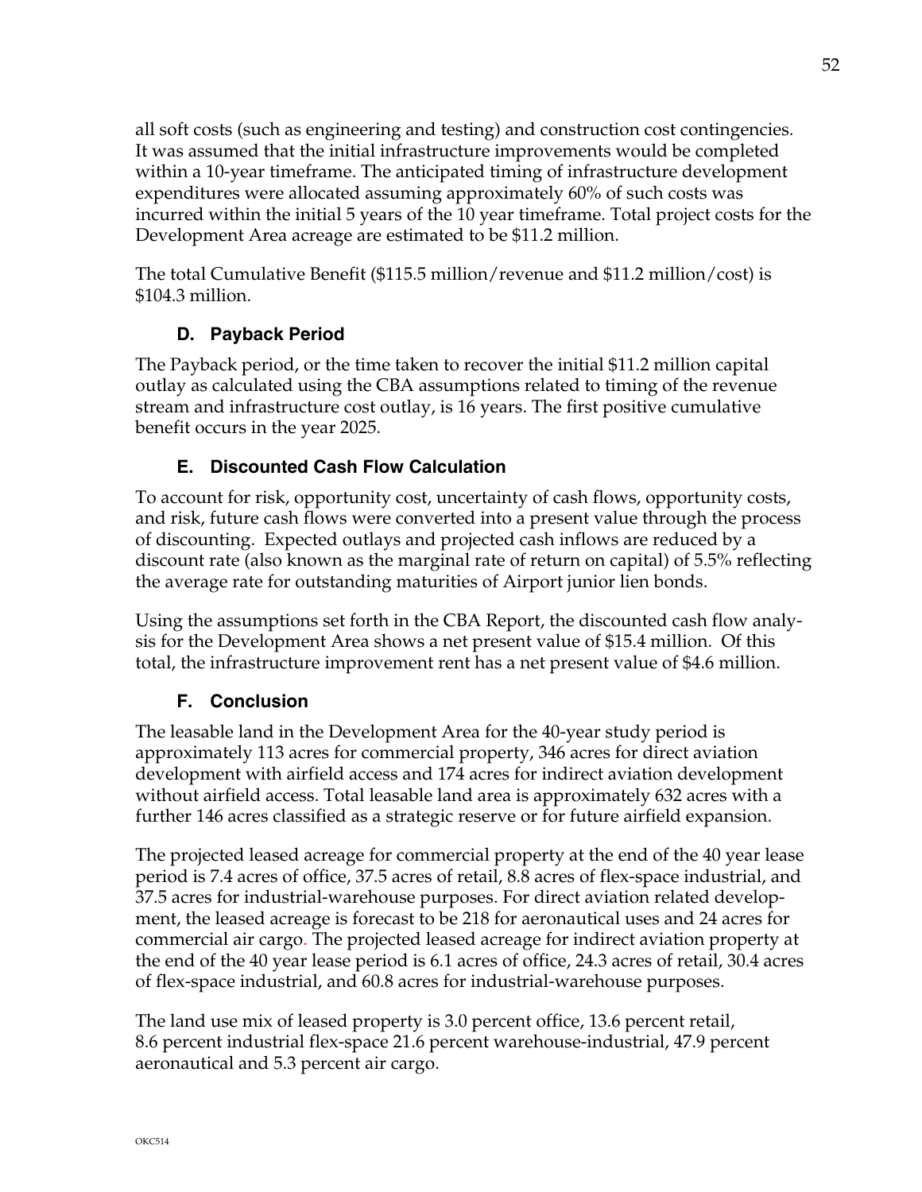all soft costs (such as engineering and testing) and construction cost contingencies. It was assumed that the initial infrastructure improvements would be completed within a 10-year timeframe. The anticipated timing of infrastructure development expenditures were allocated assuming approximately 60% of such costs was incurred within the initial 5 years of the 10 year timeframe. Total project costs for the Development Area acreage are estimated to be $11.2 million.

The total Cumulative Benefit ($115.5 million/revenue and $11.2 million/cost) is $104.3 million.

### D. Payback Period

The Payback period, or the time taken to recover the initial $11.2 million capital outlay as calculated using the CBA assumptions related to timing of the revenue stream and infrastructure cost outlay, is 16 years. The first positive cumulative benefit occurs in the year 2025.

### E. Discounted Cash Flow Calculation

To account for risk, opportunity cost, uncertainty of cash flows, opportunity costs, and risk, future cash flows were converted into a present value through the process of discounting. Expected outlays and projected cash inflows are reduced by a discount rate (also known as the marginal rate of return on capital) of 5.5% reflecting the average rate for outstanding maturities of Airport junior lien bonds.

Using the assumptions set forth in the CBA Report, the discounted cash flow analysis for the Development Area shows a net present value of $15.4 million. Of this total, the infrastructure improvement rent has a net present value of $4.6 million.

### F. Conclusion

The leasable land in the Development Area for the 40-year study period is approximately 113 acres for commercial property, 346 acres for direct aviation development with airfield access and 174 acres for indirect aviation development without airfield access. Total leasable land area is approximately 632 acres with a further 146 acres classified as a strategic reserve or for future airfield expansion.

The projected leased acreage for commercial property at the end of the 40 year lease period is 7.4 acres of office, 37.5 acres of retail, 8.8 acres of flex-space industrial, and 37.5 acres for industrial-warehouse purposes. For direct aviation related development, the leased acreage is forecast to be 218 for aeronautical uses and 24 acres for commercial air cargo. The projected leased acreage for indirect aviation property at the end of the 40 year lease period is 6.1 acres of office, 24.3 acres of retail, 30.4 acres of flex-space industrial, and 60.8 acres for industrial-warehouse purposes.

The land use mix of leased property is 3.0 percent office, 13.6 percent retail, 8.6 percent industrial flex-space 21.6 percent warehouse-industrial, 47.9 percent aeronautical and 5.3 percent air cargo.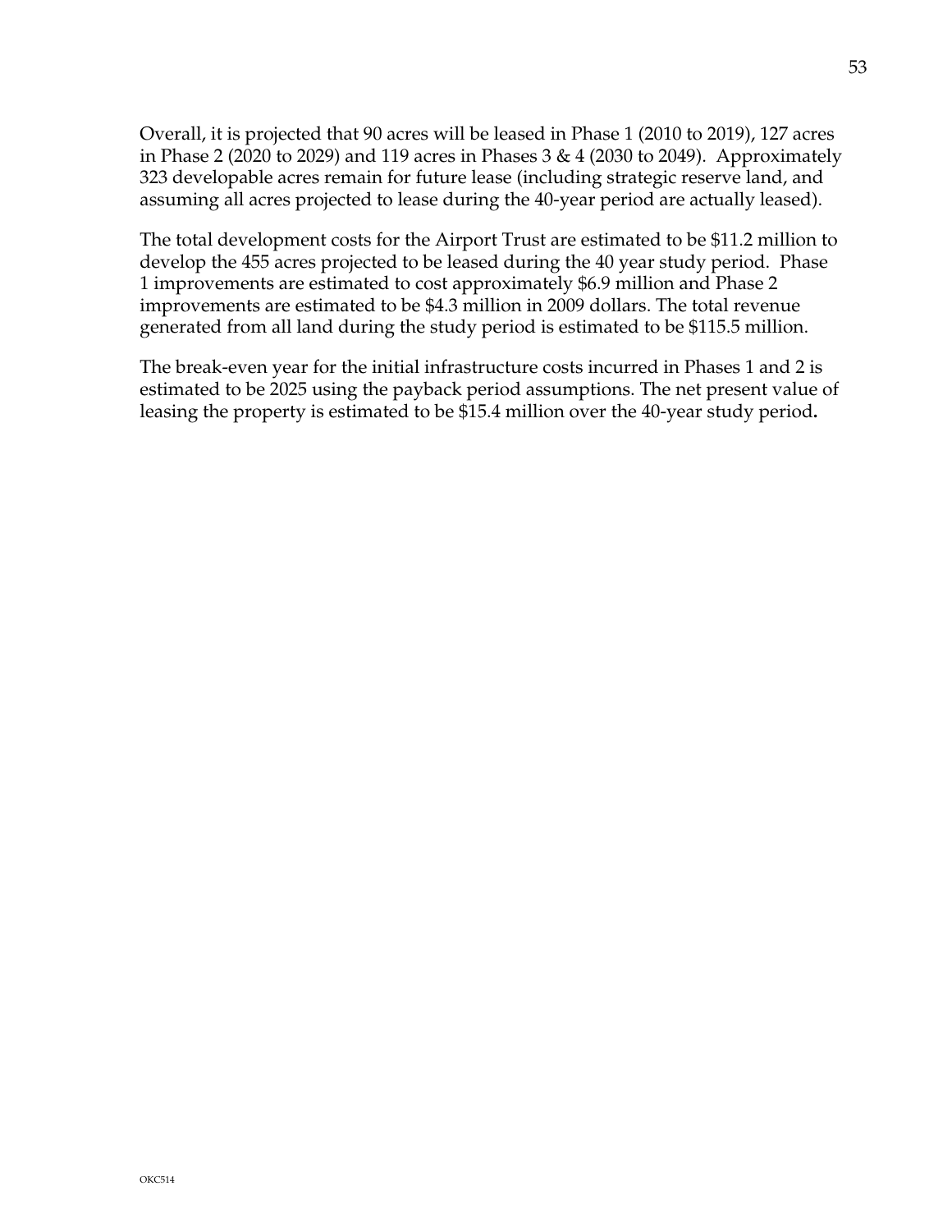Overall, it is projected that 90 acres will be leased in Phase 1 (2010 to 2019), 127 acres in Phase 2 (2020 to 2029) and 119 acres in Phases 3 & 4 (2030 to 2049). Approximately 323 developable acres remain for future lease (including strategic reserve land, and assuming all acres projected to lease during the 40-year period are actually leased).

The total development costs for the Airport Trust are estimated to be $11.2 million to develop the 455 acres projected to be leased during the 40 year study period. Phase 1 improvements are estimated to cost approximately $6.9 million and Phase 2 improvements are estimated to be $4.3 million in 2009 dollars. The total revenue generated from all land during the study period is estimated to be $115.5 million.

The break-even year for the initial infrastructure costs incurred in Phases 1 and 2 is estimated to be 2025 using the payback period assumptions. The net present value of leasing the property is estimated to be $15.4 million over the 40-year study period.